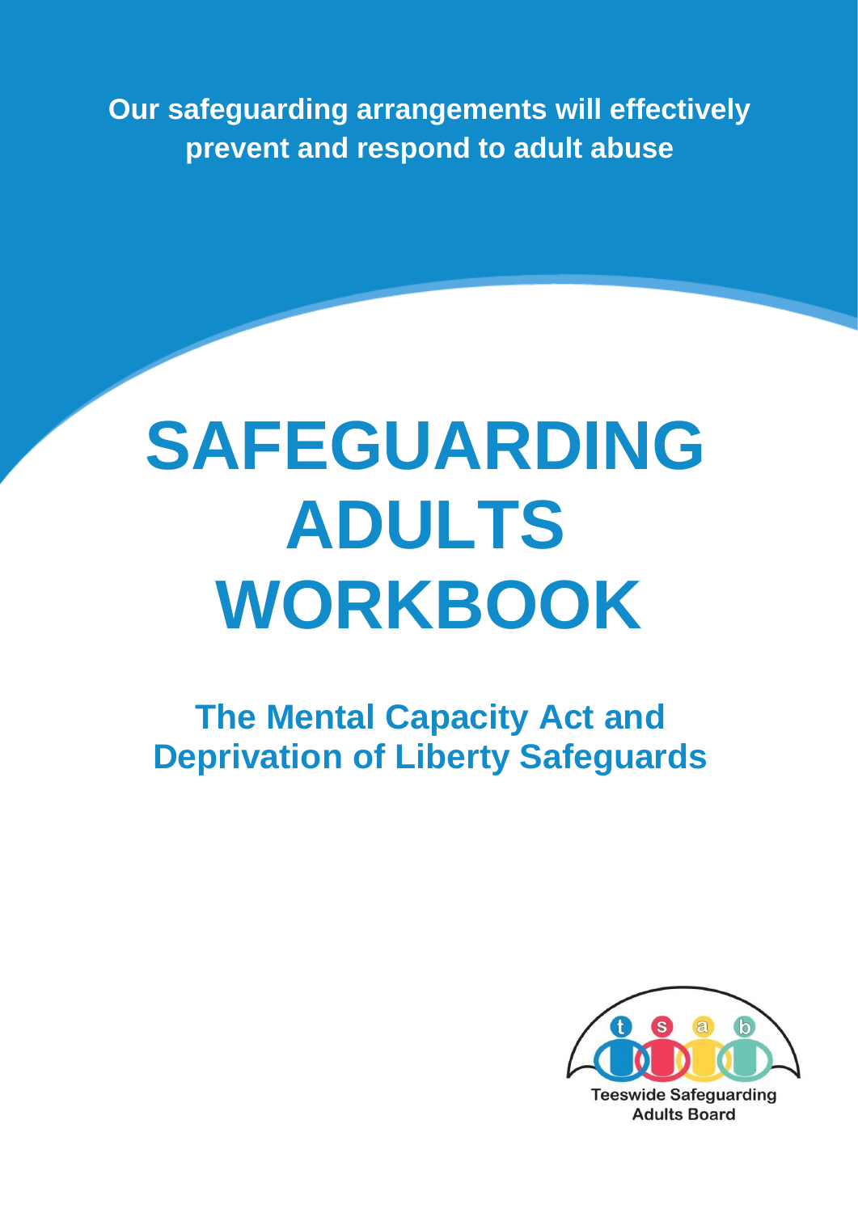**Our safeguarding arrangements will effectively prevent and respond to adult abuse**

# SAFEGUARDING ADULTS WORKBOOK

## The Mental Capacity Act and Deprivation of Liberty Safeguards

Teeswide Safeguarding Adults Board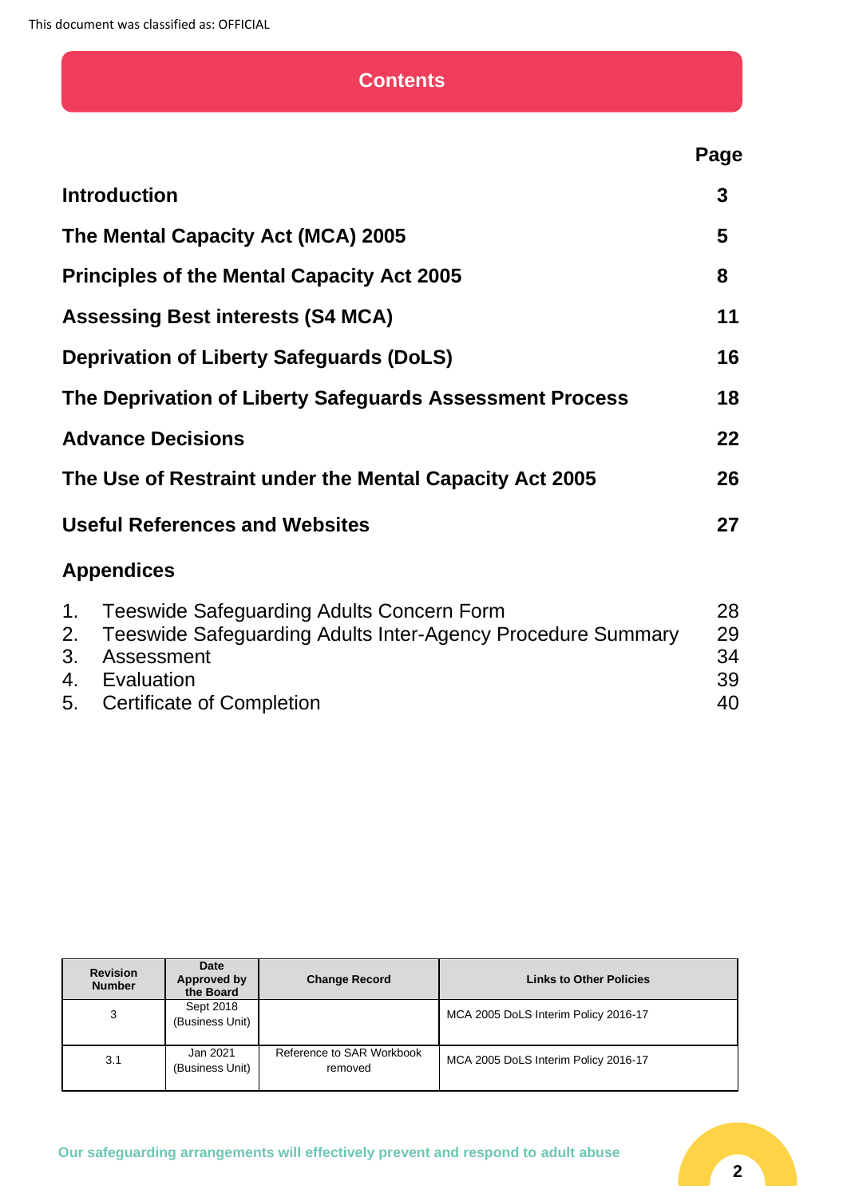This document was classified as: OFFICIAL

# Contents

| | Page |
|---|---|
| **Introduction** | **3** |
| **The Mental Capacity Act (MCA) 2005** | **5** |
| **Principles of the Mental Capacity Act 2005** | **8** |
| **Assessing Best interests (S4 MCA)** | **11** |
| **Deprivation of Liberty Safeguards (DoLS)** | **16** |
| **The Deprivation of Liberty Safeguards Assessment Process** | **18** |
| **Advance Decisions** | **22** |
| **The Use of Restraint under the Mental Capacity Act 2005** | **26** |
| **Useful References and Websites** | **27** |

## Appendices

| | | |
|---|---|---|
| 1. | Teeswide Safeguarding Adults Concern Form | 28 |
| 2. | Teeswide Safeguarding Adults Inter-Agency Procedure Summary | 29 |
| 3. | Assessment | 34 |
| 4. | Evaluation | 39 |
| 5. | Certificate of Completion | 40 |

| Revision Number | Date Approved by the Board | Change Record | Links to Other Policies |
|---|---|---|---|
| 3 | Sept 2018 (Business Unit) | | MCA 2005 DoLS Interim Policy 2016-17 |
| 3.1 | Jan 2021 (Business Unit) | Reference to SAR Workbook removed | MCA 2005 DoLS Interim Policy 2016-17 |

Our safeguarding arrangements will effectively prevent and respond to adult abuse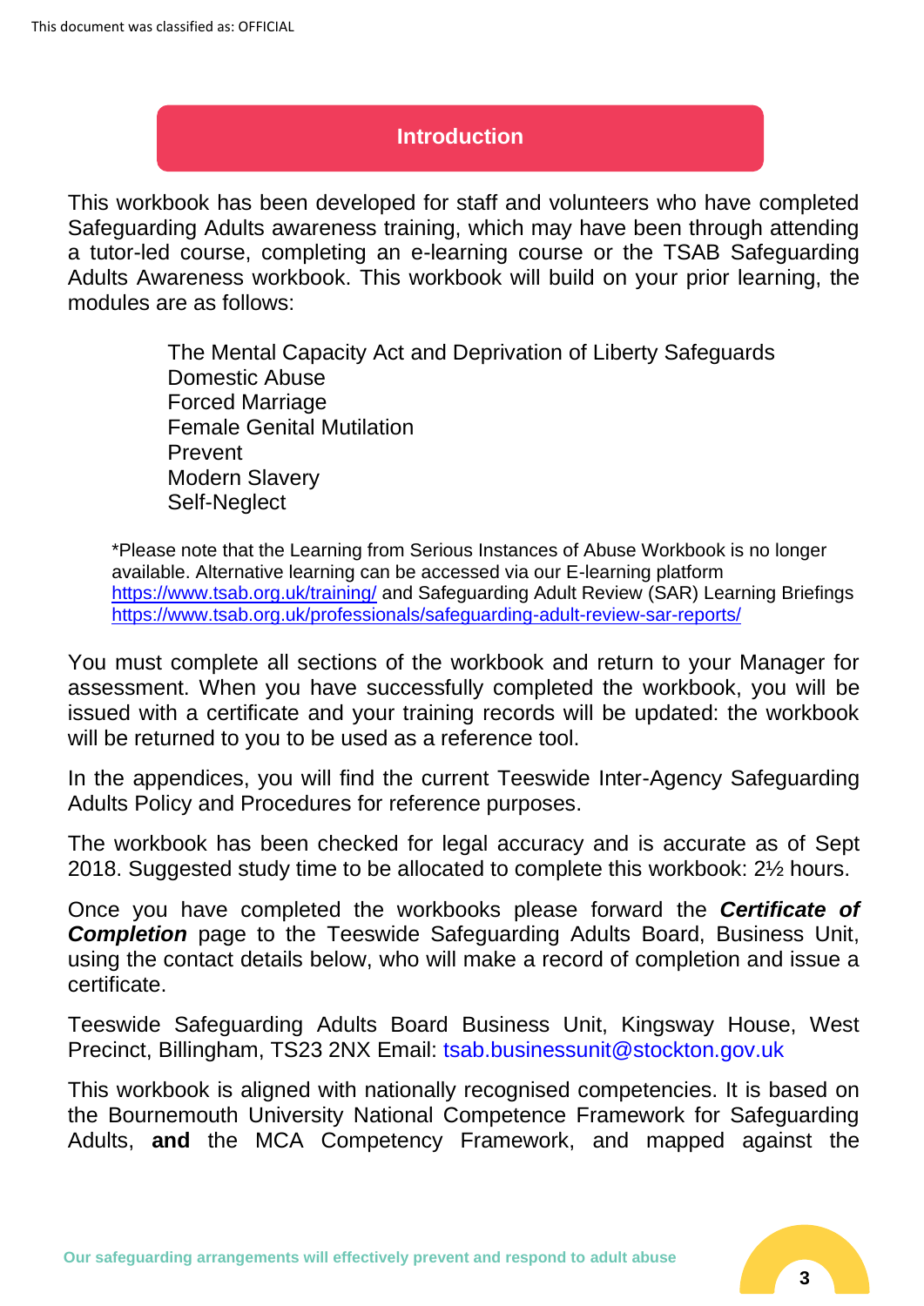## Introduction

This workbook has been developed for staff and volunteers who have completed Safeguarding Adults awareness training, which may have been through attending a tutor-led course, completing an e-learning course or the TSAB Safeguarding Adults Awareness workbook. This workbook will build on your prior learning, the modules are as follows:

The Mental Capacity Act and Deprivation of Liberty Safeguards
Domestic Abuse
Forced Marriage
Female Genital Mutilation
Prevent
Modern Slavery
Self-Neglect

*Please note that the Learning from Serious Instances of Abuse Workbook is no longer available. Alternative learning can be accessed via our E-learning platform https://www.tsab.org.uk/training/ and Safeguarding Adult Review (SAR) Learning Briefings https://www.tsab.org.uk/professionals/safeguarding-adult-review-sar-reports/

You must complete all sections of the workbook and return to your Manager for assessment. When you have successfully completed the workbook, you will be issued with a certificate and your training records will be updated: the workbook will be returned to you to be used as a reference tool.

In the appendices, you will find the current Teeswide Inter-Agency Safeguarding Adults Policy and Procedures for reference purposes.

The workbook has been checked for legal accuracy and is accurate as of Sept 2018. Suggested study time to be allocated to complete this workbook: 2½ hours.

Once you have completed the workbooks please forward the ***Certificate of Completion*** page to the Teeswide Safeguarding Adults Board, Business Unit, using the contact details below, who will make a record of completion and issue a certificate.

Teeswide Safeguarding Adults Board Business Unit, Kingsway House, West Precinct, Billingham, TS23 2NX Email: tsab.businessunit@stockton.gov.uk

This workbook is aligned with nationally recognised competencies. It is based on the Bournemouth University National Competence Framework for Safeguarding Adults, **and** the MCA Competency Framework, and mapped against the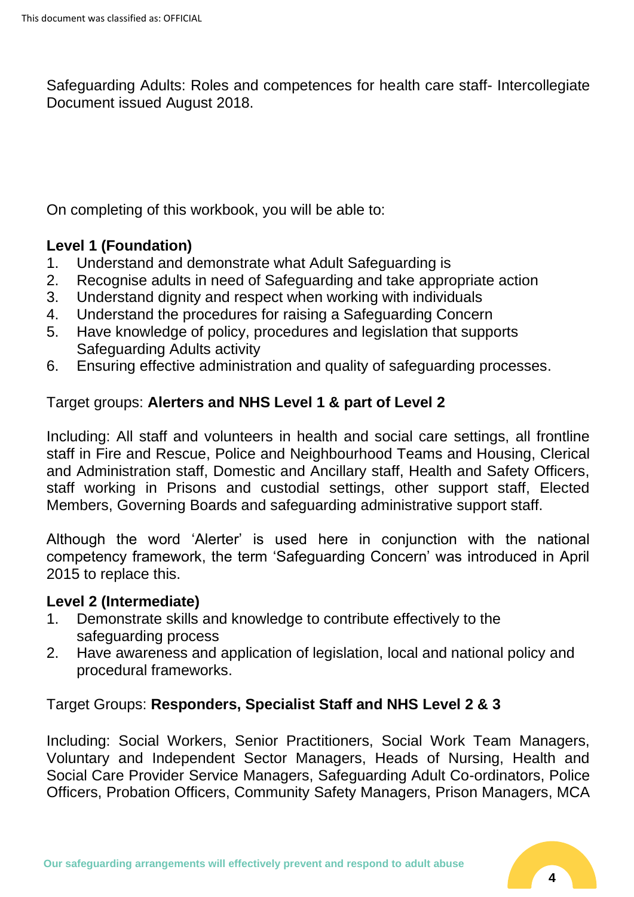Safeguarding Adults: Roles and competences for health care staff- Intercollegiate Document issued August 2018.

On completing of this workbook, you will be able to:

**Level 1 (Foundation)**

1. Understand and demonstrate what Adult Safeguarding is
2. Recognise adults in need of Safeguarding and take appropriate action
3. Understand dignity and respect when working with individuals
4. Understand the procedures for raising a Safeguarding Concern
5. Have knowledge of policy, procedures and legislation that supports Safeguarding Adults activity
6. Ensuring effective administration and quality of safeguarding processes.

Target groups: **Alerters and NHS Level 1 & part of Level 2**

Including: All staff and volunteers in health and social care settings, all frontline staff in Fire and Rescue, Police and Neighbourhood Teams and Housing, Clerical and Administration staff, Domestic and Ancillary staff, Health and Safety Officers, staff working in Prisons and custodial settings, other support staff, Elected Members, Governing Boards and safeguarding administrative support staff.

Although the word 'Alerter' is used here in conjunction with the national competency framework, the term 'Safeguarding Concern' was introduced in April 2015 to replace this.

**Level 2 (Intermediate)**

1. Demonstrate skills and knowledge to contribute effectively to the safeguarding process
2. Have awareness and application of legislation, local and national policy and procedural frameworks.

Target Groups: **Responders, Specialist Staff and NHS Level 2 & 3**

Including: Social Workers, Senior Practitioners, Social Work Team Managers, Voluntary and Independent Sector Managers, Heads of Nursing, Health and Social Care Provider Service Managers, Safeguarding Adult Co-ordinators, Police Officers, Probation Officers, Community Safety Managers, Prison Managers, MCA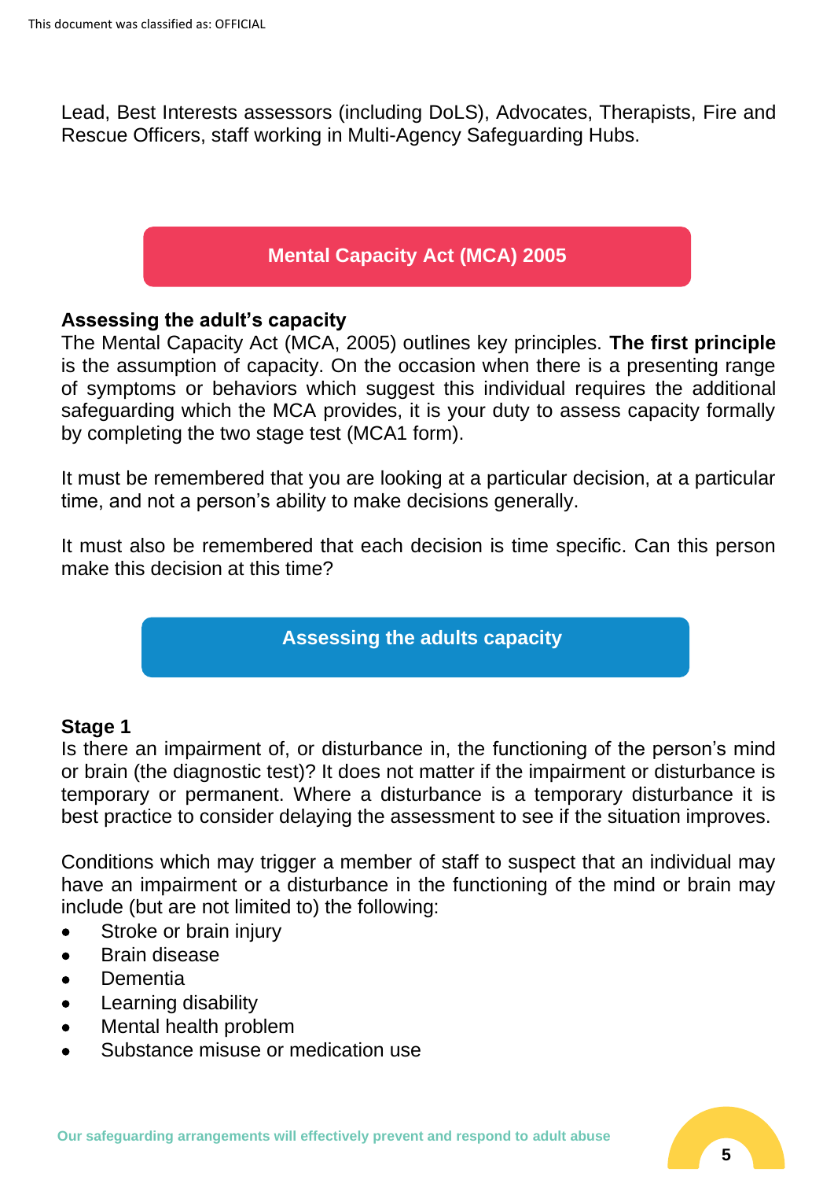Lead, Best Interests assessors (including DoLS), Advocates, Therapists, Fire and Rescue Officers, staff working in Multi-Agency Safeguarding Hubs.

## Mental Capacity Act (MCA) 2005

### Assessing the adult's capacity

The Mental Capacity Act (MCA, 2005) outlines key principles. **The first principle** is the assumption of capacity. On the occasion when there is a presenting range of symptoms or behaviors which suggest this individual requires the additional safeguarding which the MCA provides, it is your duty to assess capacity formally by completing the two stage test (MCA1 form).

It must be remembered that you are looking at a particular decision, at a particular time, and not a person's ability to make decisions generally.

It must also be remembered that each decision is time specific. Can this person make this decision at this time?

## Assessing the adults capacity

### Stage 1

Is there an impairment of, or disturbance in, the functioning of the person's mind or brain (the diagnostic test)? It does not matter if the impairment or disturbance is temporary or permanent. Where a disturbance is a temporary disturbance it is best practice to consider delaying the assessment to see if the situation improves.

Conditions which may trigger a member of staff to suspect that an individual may have an impairment or a disturbance in the functioning of the mind or brain may include (but are not limited to) the following:

- Stroke or brain injury
- Brain disease
- Dementia
- Learning disability
- Mental health problem
- Substance misuse or medication use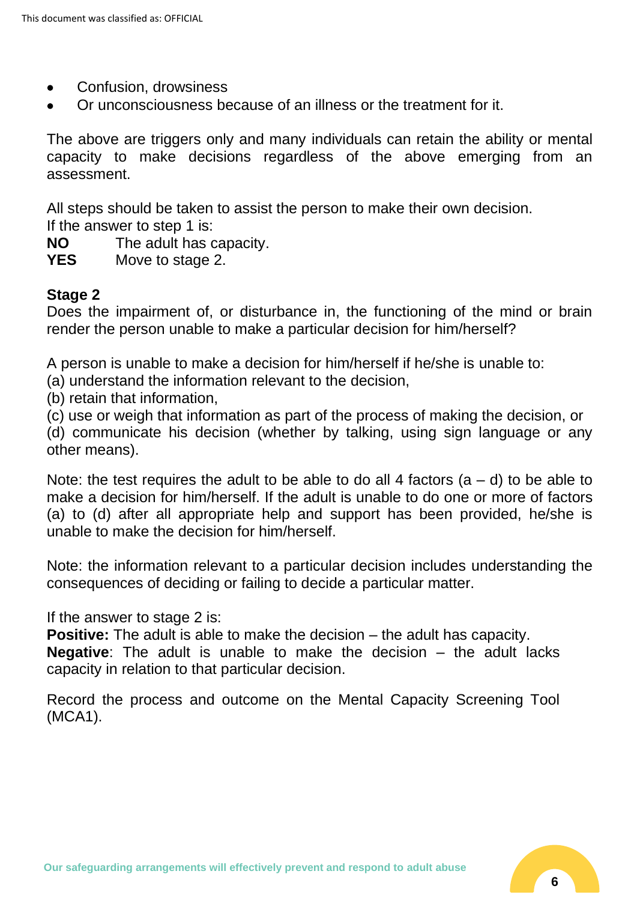- Confusion, drowsiness
- Or unconsciousness because of an illness or the treatment for it.

The above are triggers only and many individuals can retain the ability or mental capacity to make decisions regardless of the above emerging from an assessment.

All steps should be taken to assist the person to make their own decision.
If the answer to step 1 is:
**NO** The adult has capacity.
**YES** Move to stage 2.

**Stage 2**
Does the impairment of, or disturbance in, the functioning of the mind or brain render the person unable to make a particular decision for him/herself?

A person is unable to make a decision for him/herself if he/she is unable to:
(a) understand the information relevant to the decision,
(b) retain that information,
(c) use or weigh that information as part of the process of making the decision, or
(d) communicate his decision (whether by talking, using sign language or any other means).

Note: the test requires the adult to be able to do all 4 factors (a – d) to be able to make a decision for him/herself. If the adult is unable to do one or more of factors (a) to (d) after all appropriate help and support has been provided, he/she is unable to make the decision for him/herself.

Note: the information relevant to a particular decision includes understanding the consequences of deciding or failing to decide a particular matter.

If the answer to stage 2 is:
**Positive:** The adult is able to make the decision – the adult has capacity.
**Negative**: The adult is unable to make the decision – the adult lacks capacity in relation to that particular decision.

Record the process and outcome on the Mental Capacity Screening Tool (MCA1).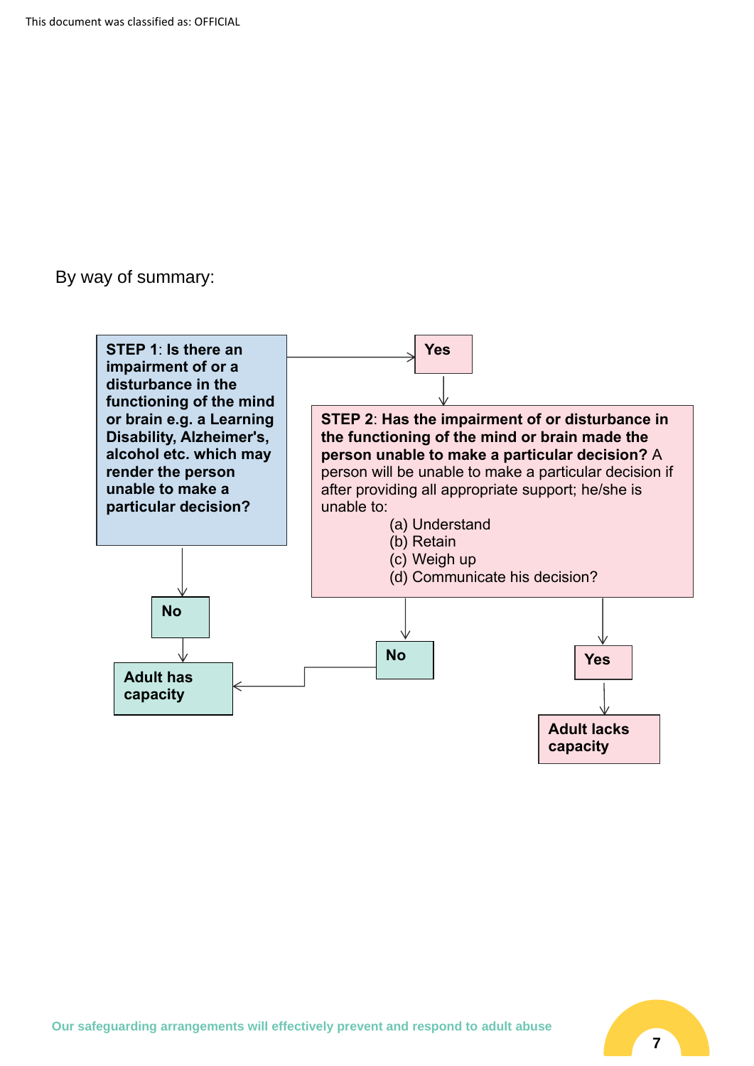By way of summary:

**STEP 1**: **Is there an impairment of or a disturbance in the functioning of the mind or brain e.g. a Learning Disability, Alzheimer's, alcohol etc. which may render the person unable to make a particular decision?**

**Yes**

**STEP 2**: **Has the impairment of or disturbance in the functioning of the mind or brain made the person unable to make a particular decision?** A person will be unable to make a particular decision if after providing all appropriate support; he/she is unable to:

(a) Understand
(b) Retain
(c) Weigh up
(d) Communicate his decision?

**No**

**Adult has capacity**

**No**

**Yes**

**Adult lacks capacity**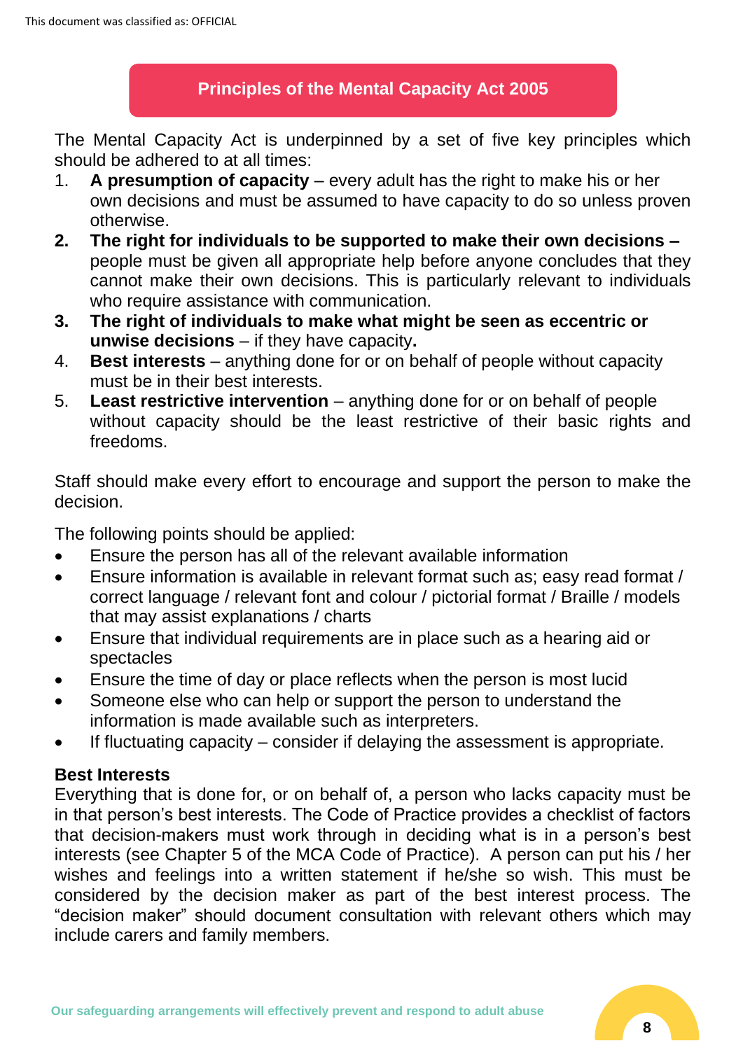## Principles of the Mental Capacity Act 2005

The Mental Capacity Act is underpinned by a set of five key principles which should be adhered to at all times:

1. **A presumption of capacity** – every adult has the right to make his or her own decisions and must be assumed to have capacity to do so unless proven otherwise.
2. **The right for individuals to be supported to make their own decisions –** people must be given all appropriate help before anyone concludes that they cannot make their own decisions. This is particularly relevant to individuals who require assistance with communication.
3. **The right of individuals to make what might be seen as eccentric or unwise decisions** – if they have capacity**.**
4. **Best interests** – anything done for or on behalf of people without capacity must be in their best interests.
5. **Least restrictive intervention** – anything done for or on behalf of people without capacity should be the least restrictive of their basic rights and freedoms.

Staff should make every effort to encourage and support the person to make the decision.

The following points should be applied:

- Ensure the person has all of the relevant available information
- Ensure information is available in relevant format such as; easy read format / correct language / relevant font and colour / pictorial format / Braille / models that may assist explanations / charts
- Ensure that individual requirements are in place such as a hearing aid or spectacles
- Ensure the time of day or place reflects when the person is most lucid
- Someone else who can help or support the person to understand the information is made available such as interpreters.
- If fluctuating capacity – consider if delaying the assessment is appropriate.

**Best Interests**

Everything that is done for, or on behalf of, a person who lacks capacity must be in that person's best interests. The Code of Practice provides a checklist of factors that decision-makers must work through in deciding what is in a person's best interests (see Chapter 5 of the MCA Code of Practice). A person can put his / her wishes and feelings into a written statement if he/she so wish. This must be considered by the decision maker as part of the best interest process. The "decision maker" should document consultation with relevant others which may include carers and family members.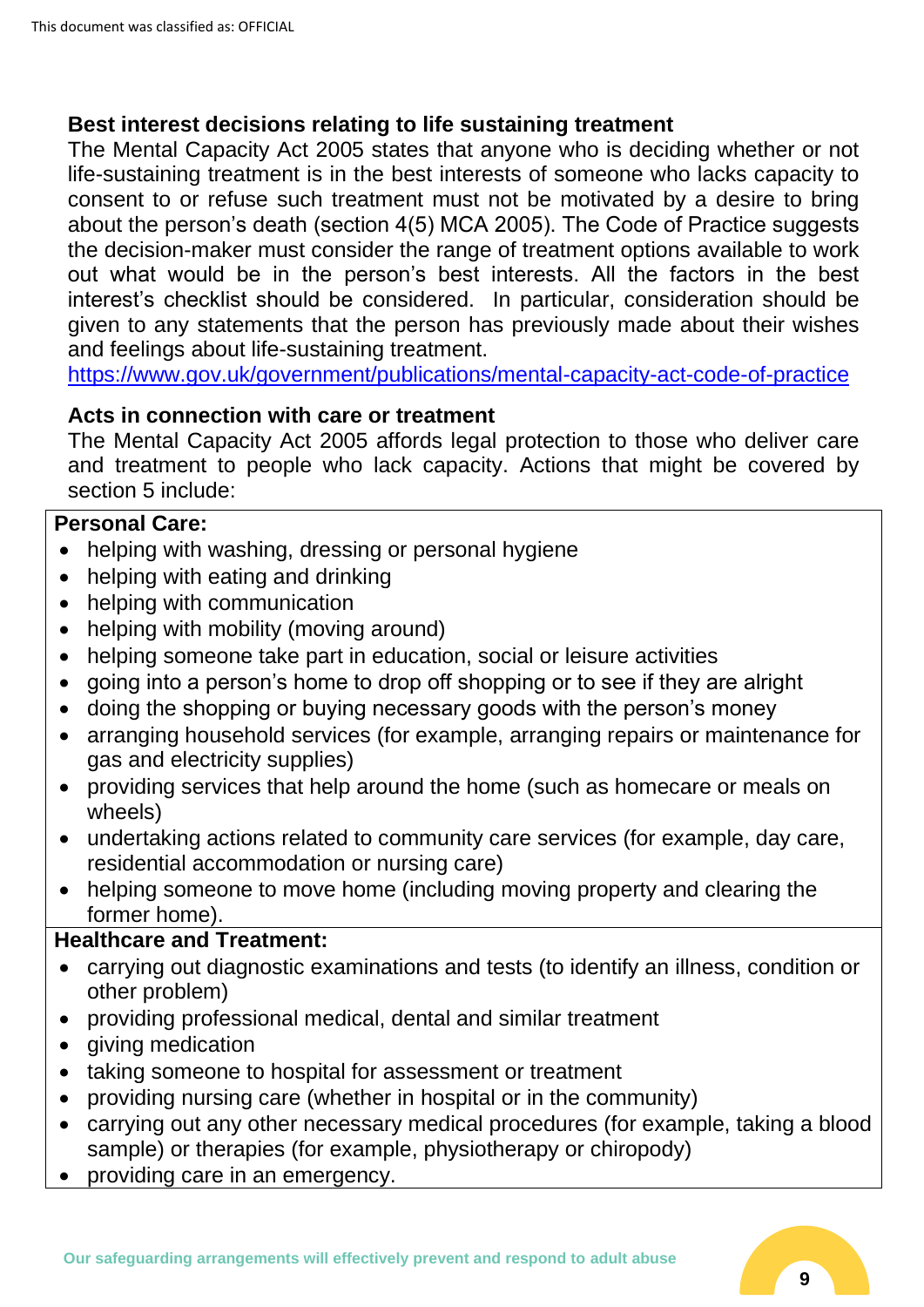### Best interest decisions relating to life sustaining treatment

The Mental Capacity Act 2005 states that anyone who is deciding whether or not life-sustaining treatment is in the best interests of someone who lacks capacity to consent to or refuse such treatment must not be motivated by a desire to bring about the person's death (section 4(5) MCA 2005). The Code of Practice suggests the decision-maker must consider the range of treatment options available to work out what would be in the person's best interests. All the factors in the best interest's checklist should be considered. In particular, consideration should be given to any statements that the person has previously made about their wishes and feelings about life-sustaining treatment.
https://www.gov.uk/government/publications/mental-capacity-act-code-of-practice

### Acts in connection with care or treatment

The Mental Capacity Act 2005 affords legal protection to those who deliver care and treatment to people who lack capacity. Actions that might be covered by section 5 include:

**Personal Care:**

- helping with washing, dressing or personal hygiene
- helping with eating and drinking
- helping with communication
- helping with mobility (moving around)
- helping someone take part in education, social or leisure activities
- going into a person's home to drop off shopping or to see if they are alright
- doing the shopping or buying necessary goods with the person's money
- arranging household services (for example, arranging repairs or maintenance for gas and electricity supplies)
- providing services that help around the home (such as homecare or meals on wheels)
- undertaking actions related to community care services (for example, day care, residential accommodation or nursing care)
- helping someone to move home (including moving property and clearing the former home).

**Healthcare and Treatment:**

- carrying out diagnostic examinations and tests (to identify an illness, condition or other problem)
- providing professional medical, dental and similar treatment
- giving medication
- taking someone to hospital for assessment or treatment
- providing nursing care (whether in hospital or in the community)
- carrying out any other necessary medical procedures (for example, taking a blood sample) or therapies (for example, physiotherapy or chiropody)
- providing care in an emergency.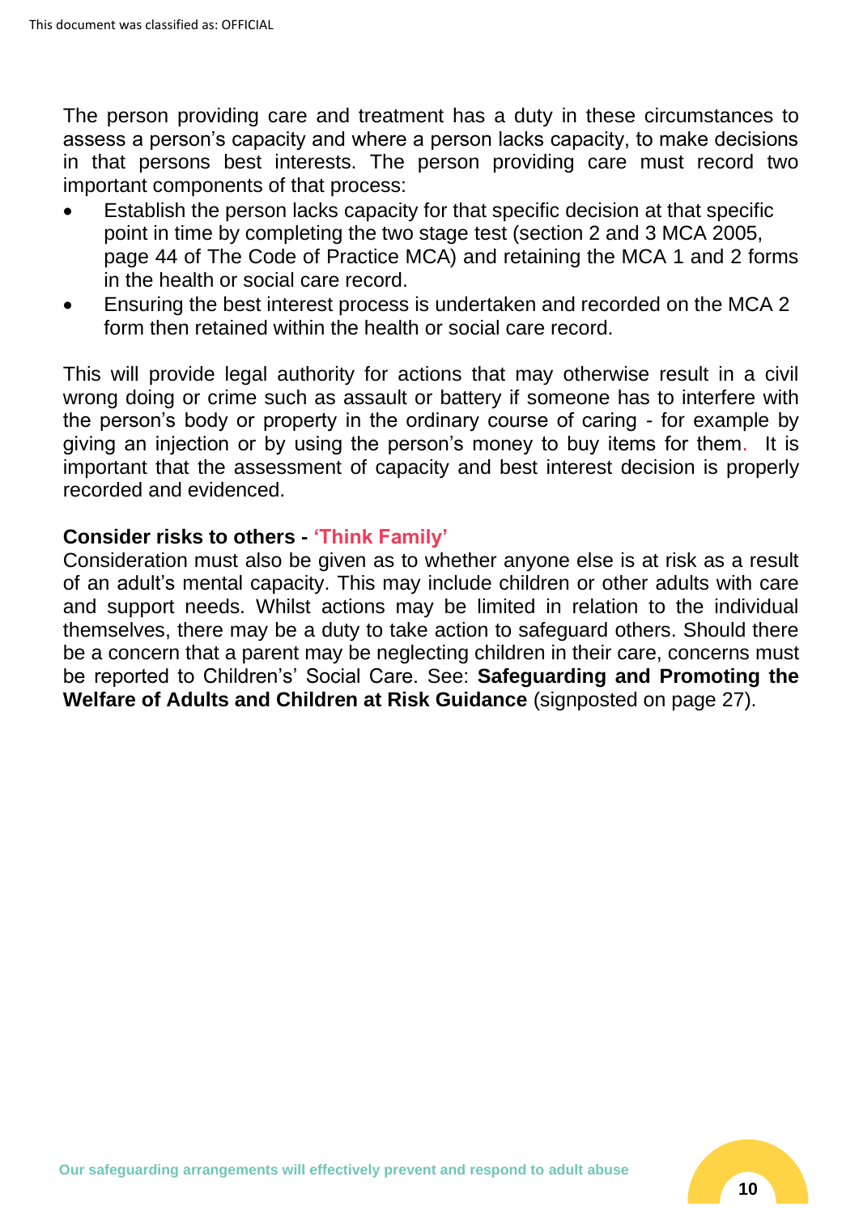The person providing care and treatment has a duty in these circumstances to assess a person's capacity and where a person lacks capacity, to make decisions in that persons best interests. The person providing care must record two important components of that process:

- Establish the person lacks capacity for that specific decision at that specific point in time by completing the two stage test (section 2 and 3 MCA 2005, page 44 of The Code of Practice MCA) and retaining the MCA 1 and 2 forms in the health or social care record.
- Ensuring the best interest process is undertaken and recorded on the MCA 2 form then retained within the health or social care record.

This will provide legal authority for actions that may otherwise result in a civil wrong doing or crime such as assault or battery if someone has to interfere with the person's body or property in the ordinary course of caring - for example by giving an injection or by using the person's money to buy items for them. It is important that the assessment of capacity and best interest decision is properly recorded and evidenced.

**Consider risks to others - 'Think Family'**

Consideration must also be given as to whether anyone else is at risk as a result of an adult's mental capacity. This may include children or other adults with care and support needs. Whilst actions may be limited in relation to the individual themselves, there may be a duty to take action to safeguard others. Should there be a concern that a parent may be neglecting children in their care, concerns must be reported to Children's' Social Care. See: **Safeguarding and Promoting the Welfare of Adults and Children at Risk Guidance** (signposted on page 27).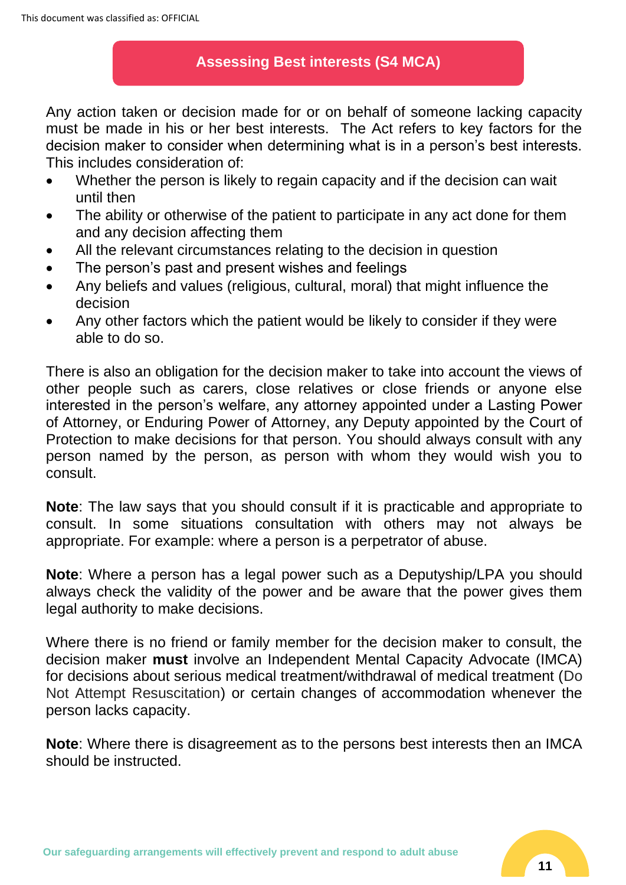## Assessing Best interests (S4 MCA)

Any action taken or decision made for or on behalf of someone lacking capacity must be made in his or her best interests. The Act refers to key factors for the decision maker to consider when determining what is in a person's best interests. This includes consideration of:

- Whether the person is likely to regain capacity and if the decision can wait until then
- The ability or otherwise of the patient to participate in any act done for them and any decision affecting them
- All the relevant circumstances relating to the decision in question
- The person's past and present wishes and feelings
- Any beliefs and values (religious, cultural, moral) that might influence the decision
- Any other factors which the patient would be likely to consider if they were able to do so.

There is also an obligation for the decision maker to take into account the views of other people such as carers, close relatives or close friends or anyone else interested in the person's welfare, any attorney appointed under a Lasting Power of Attorney, or Enduring Power of Attorney, any Deputy appointed by the Court of Protection to make decisions for that person. You should always consult with any person named by the person, as person with whom they would wish you to consult.

**Note**: The law says that you should consult if it is practicable and appropriate to consult. In some situations consultation with others may not always be appropriate. For example: where a person is a perpetrator of abuse.

**Note**: Where a person has a legal power such as a Deputyship/LPA you should always check the validity of the power and be aware that the power gives them legal authority to make decisions.

Where there is no friend or family member for the decision maker to consult, the decision maker **must** involve an Independent Mental Capacity Advocate (IMCA) for decisions about serious medical treatment/withdrawal of medical treatment (Do Not Attempt Resuscitation) or certain changes of accommodation whenever the person lacks capacity.

**Note**: Where there is disagreement as to the persons best interests then an IMCA should be instructed.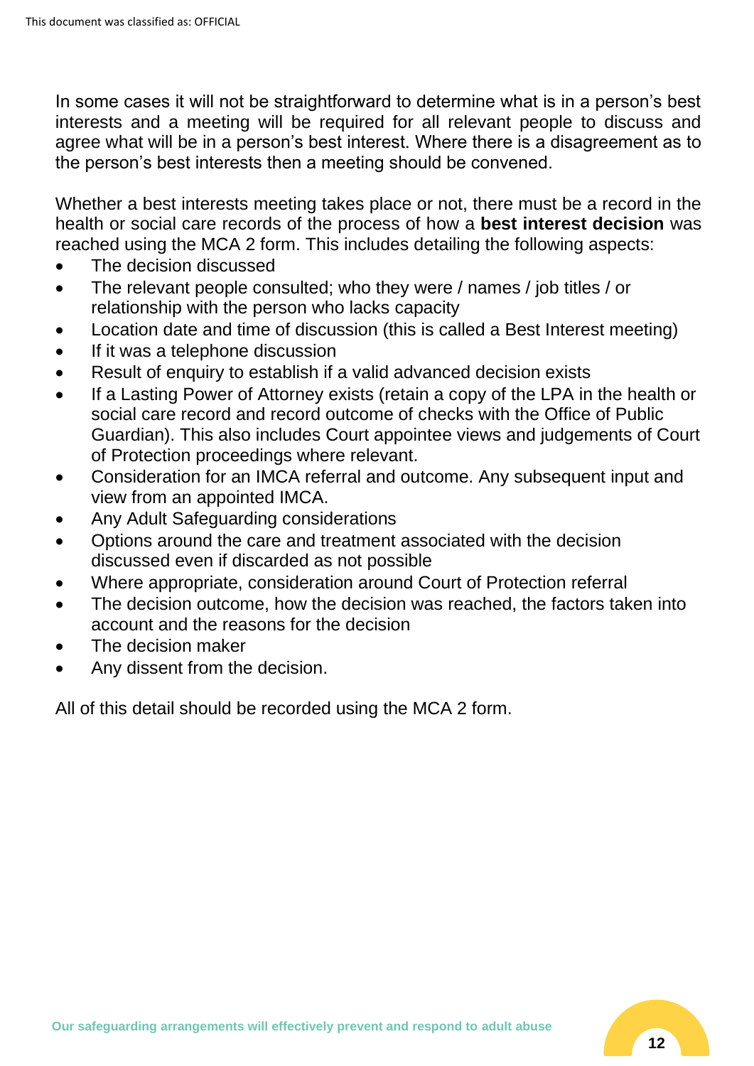In some cases it will not be straightforward to determine what is in a person's best interests and a meeting will be required for all relevant people to discuss and agree what will be in a person's best interest. Where there is a disagreement as to the person's best interests then a meeting should be convened.

Whether a best interests meeting takes place or not, there must be a record in the health or social care records of the process of how a **best interest decision** was reached using the MCA 2 form. This includes detailing the following aspects:

- The decision discussed
- The relevant people consulted; who they were / names / job titles / or relationship with the person who lacks capacity
- Location date and time of discussion (this is called a Best Interest meeting)
- If it was a telephone discussion
- Result of enquiry to establish if a valid advanced decision exists
- If a Lasting Power of Attorney exists (retain a copy of the LPA in the health or social care record and record outcome of checks with the Office of Public Guardian). This also includes Court appointee views and judgements of Court of Protection proceedings where relevant.
- Consideration for an IMCA referral and outcome. Any subsequent input and view from an appointed IMCA.
- Any Adult Safeguarding considerations
- Options around the care and treatment associated with the decision discussed even if discarded as not possible
- Where appropriate, consideration around Court of Protection referral
- The decision outcome, how the decision was reached, the factors taken into account and the reasons for the decision
- The decision maker
- Any dissent from the decision.

All of this detail should be recorded using the MCA 2 form.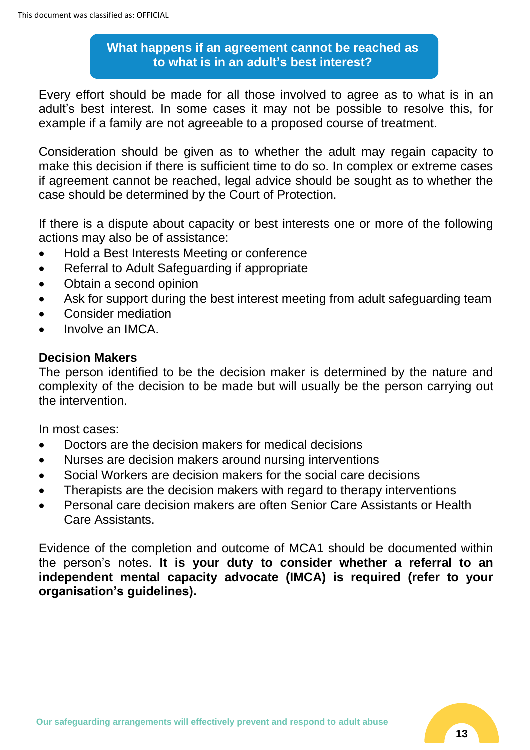## What happens if an agreement cannot be reached as to what is in an adult's best interest?

Every effort should be made for all those involved to agree as to what is in an adult's best interest. In some cases it may not be possible to resolve this, for example if a family are not agreeable to a proposed course of treatment.

Consideration should be given as to whether the adult may regain capacity to make this decision if there is sufficient time to do so. In complex or extreme cases if agreement cannot be reached, legal advice should be sought as to whether the case should be determined by the Court of Protection.

If there is a dispute about capacity or best interests one or more of the following actions may also be of assistance:

- Hold a Best Interests Meeting or conference
- Referral to Adult Safeguarding if appropriate
- Obtain a second opinion
- Ask for support during the best interest meeting from adult safeguarding team
- Consider mediation
- Involve an IMCA.

**Decision Makers**

The person identified to be the decision maker is determined by the nature and complexity of the decision to be made but will usually be the person carrying out the intervention.

In most cases:

- Doctors are the decision makers for medical decisions
- Nurses are decision makers around nursing interventions
- Social Workers are decision makers for the social care decisions
- Therapists are the decision makers with regard to therapy interventions
- Personal care decision makers are often Senior Care Assistants or Health Care Assistants.

Evidence of the completion and outcome of MCA1 should be documented within the person's notes. **It is your duty to consider whether a referral to an independent mental capacity advocate (IMCA) is required (refer to your organisation's guidelines).**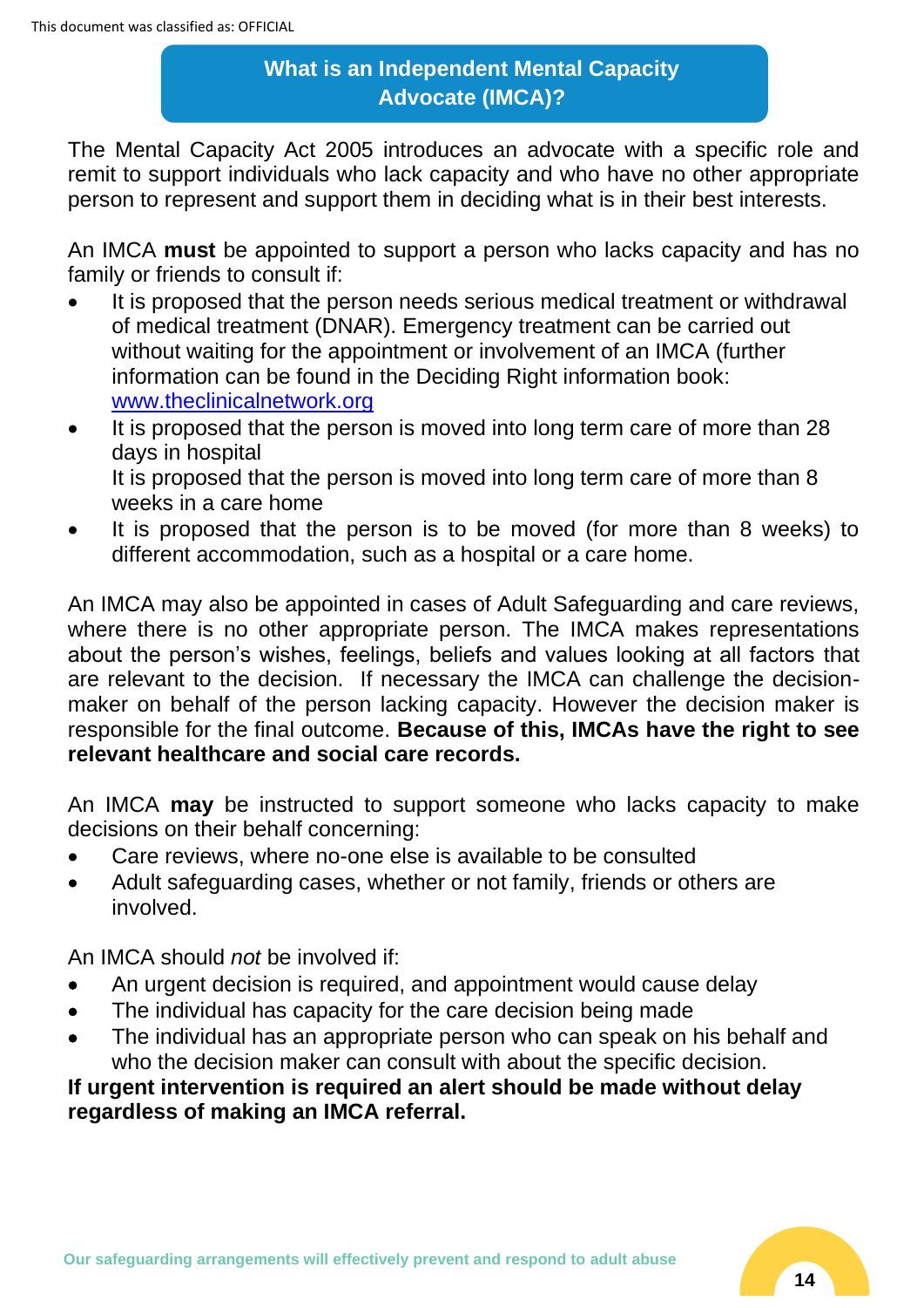## What is an Independent Mental Capacity Advocate (IMCA)?

The Mental Capacity Act 2005 introduces an advocate with a specific role and remit to support individuals who lack capacity and who have no other appropriate person to represent and support them in deciding what is in their best interests.

An IMCA **must** be appointed to support a person who lacks capacity and has no family or friends to consult if:

- It is proposed that the person needs serious medical treatment or withdrawal of medical treatment (DNAR). Emergency treatment can be carried out without waiting for the appointment or involvement of an IMCA (further information can be found in the Deciding Right information book: [www.theclinicalnetwork.org](http://www.theclinicalnetwork.org)
- It is proposed that the person is moved into long term care of more than 28 days in hospital
  It is proposed that the person is moved into long term care of more than 8 weeks in a care home
- It is proposed that the person is to be moved (for more than 8 weeks) to different accommodation, such as a hospital or a care home.

An IMCA may also be appointed in cases of Adult Safeguarding and care reviews, where there is no other appropriate person. The IMCA makes representations about the person's wishes, feelings, beliefs and values looking at all factors that are relevant to the decision. If necessary the IMCA can challenge the decision-maker on behalf of the person lacking capacity. However the decision maker is responsible for the final outcome. **Because of this, IMCAs have the right to see relevant healthcare and social care records.**

An IMCA **may** be instructed to support someone who lacks capacity to make decisions on their behalf concerning:

- Care reviews, where no-one else is available to be consulted
- Adult safeguarding cases, whether or not family, friends or others are involved.

An IMCA should *not* be involved if:

- An urgent decision is required, and appointment would cause delay
- The individual has capacity for the care decision being made
- The individual has an appropriate person who can speak on his behalf and who the decision maker can consult with about the specific decision.

**If urgent intervention is required an alert should be made without delay regardless of making an IMCA referral.**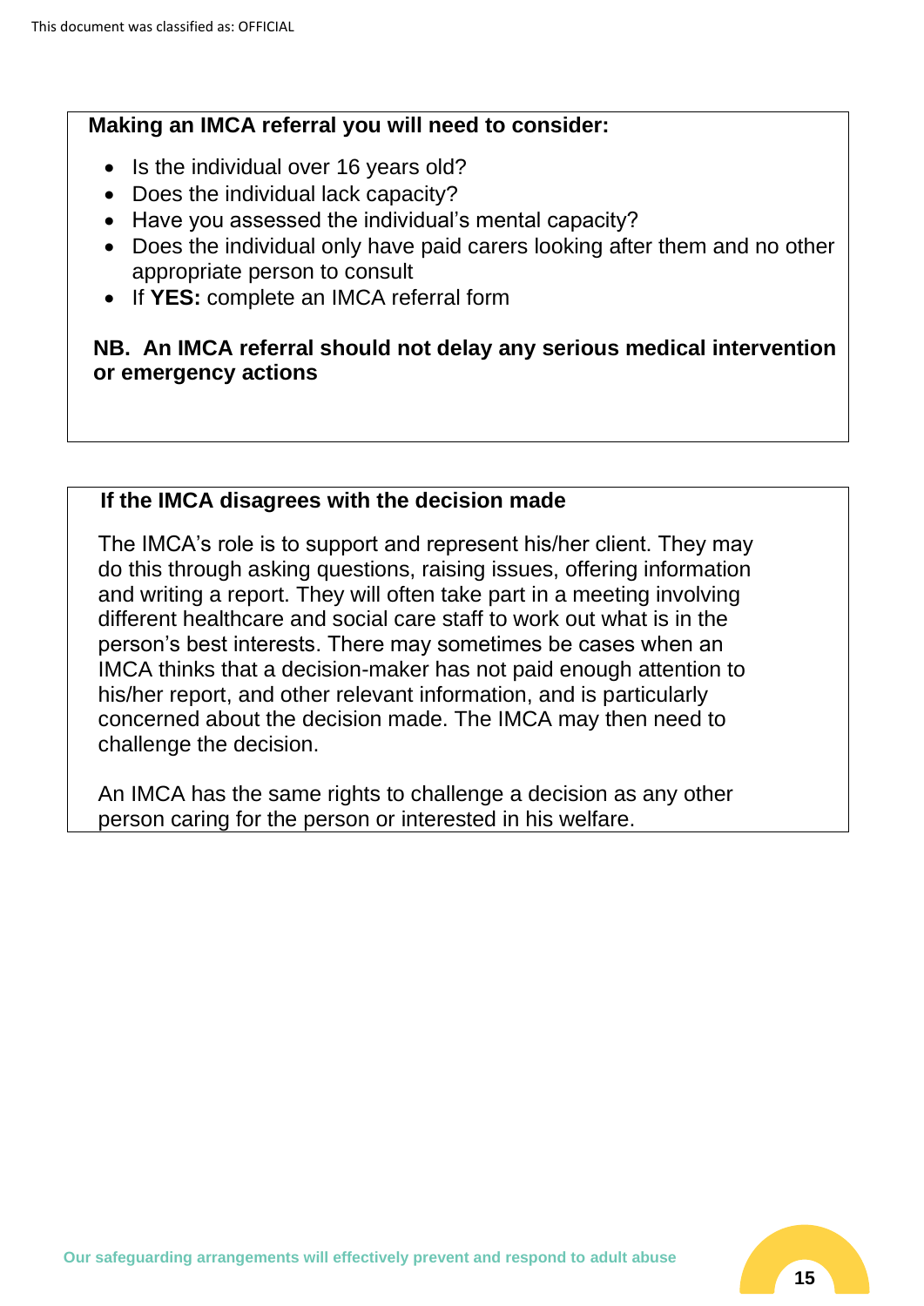**Making an IMCA referral you will need to consider:**

- Is the individual over 16 years old?
- Does the individual lack capacity?
- Have you assessed the individual's mental capacity?
- Does the individual only have paid carers looking after them and no other appropriate person to consult
- If **YES:** complete an IMCA referral form

**NB. An IMCA referral should not delay any serious medical intervention or emergency actions**

**If the IMCA disagrees with the decision made**

The IMCA's role is to support and represent his/her client. They may do this through asking questions, raising issues, offering information and writing a report. They will often take part in a meeting involving different healthcare and social care staff to work out what is in the person's best interests. There may sometimes be cases when an IMCA thinks that a decision-maker has not paid enough attention to his/her report, and other relevant information, and is particularly concerned about the decision made. The IMCA may then need to challenge the decision.

An IMCA has the same rights to challenge a decision as any other person caring for the person or interested in his welfare.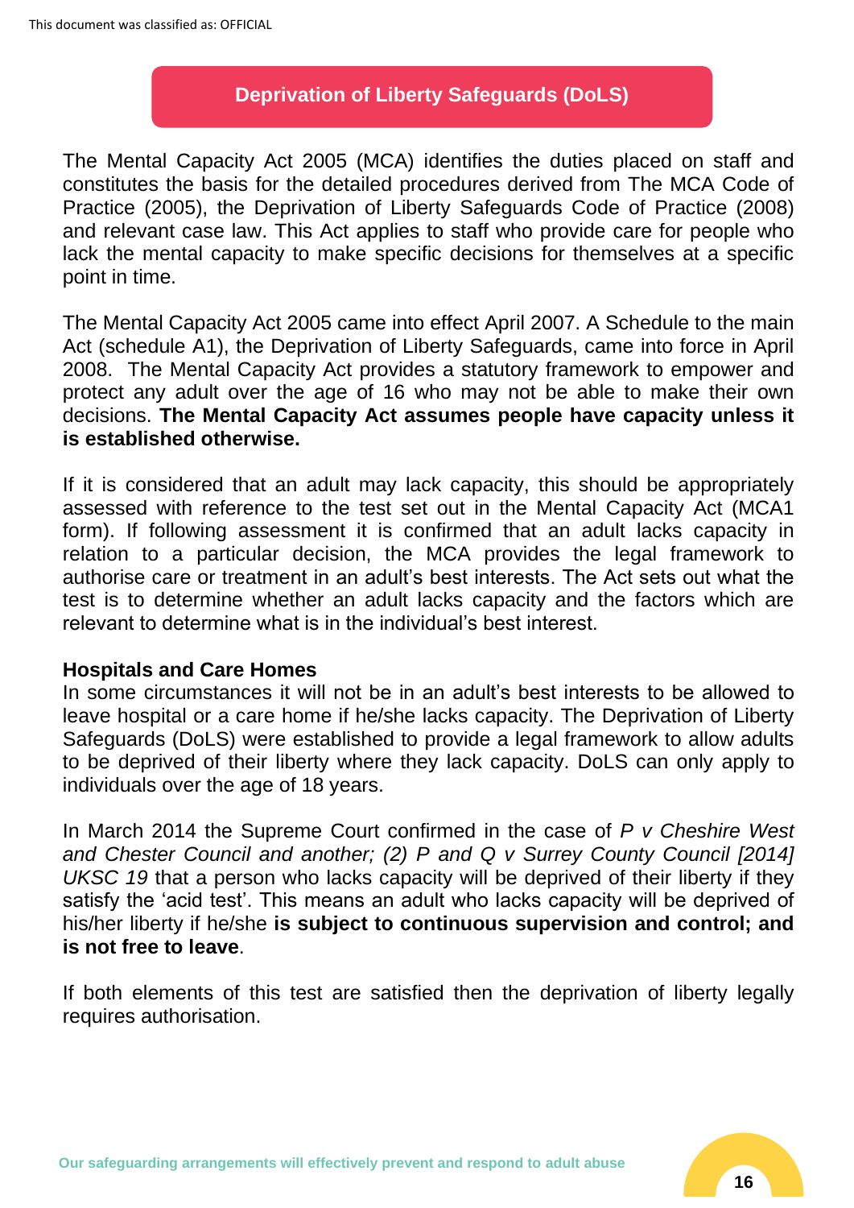## Deprivation of Liberty Safeguards (DoLS)

The Mental Capacity Act 2005 (MCA) identifies the duties placed on staff and constitutes the basis for the detailed procedures derived from The MCA Code of Practice (2005), the Deprivation of Liberty Safeguards Code of Practice (2008) and relevant case law. This Act applies to staff who provide care for people who lack the mental capacity to make specific decisions for themselves at a specific point in time.

The Mental Capacity Act 2005 came into effect April 2007. A Schedule to the main Act (schedule A1), the Deprivation of Liberty Safeguards, came into force in April 2008. The Mental Capacity Act provides a statutory framework to empower and protect any adult over the age of 16 who may not be able to make their own decisions. **The Mental Capacity Act assumes people have capacity unless it is established otherwise.**

If it is considered that an adult may lack capacity, this should be appropriately assessed with reference to the test set out in the Mental Capacity Act (MCA1 form). If following assessment it is confirmed that an adult lacks capacity in relation to a particular decision, the MCA provides the legal framework to authorise care or treatment in an adult's best interests. The Act sets out what the test is to determine whether an adult lacks capacity and the factors which are relevant to determine what is in the individual's best interest.

### Hospitals and Care Homes

In some circumstances it will not be in an adult's best interests to be allowed to leave hospital or a care home if he/she lacks capacity. The Deprivation of Liberty Safeguards (DoLS) were established to provide a legal framework to allow adults to be deprived of their liberty where they lack capacity. DoLS can only apply to individuals over the age of 18 years.

In March 2014 the Supreme Court confirmed in the case of *P v Cheshire West and Chester Council and another; (2) P and Q v Surrey County Council [2014] UKSC 19* that a person who lacks capacity will be deprived of their liberty if they satisfy the 'acid test'. This means an adult who lacks capacity will be deprived of his/her liberty if he/she **is subject to continuous supervision and control; and is not free to leave**.

If both elements of this test are satisfied then the deprivation of liberty legally requires authorisation.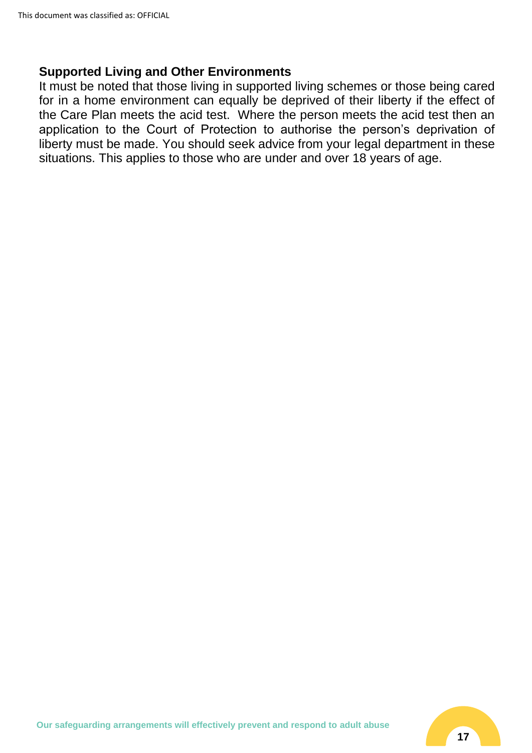### Supported Living and Other Environments

It must be noted that those living in supported living schemes or those being cared for in a home environment can equally be deprived of their liberty if the effect of the Care Plan meets the acid test. Where the person meets the acid test then an application to the Court of Protection to authorise the person's deprivation of liberty must be made. You should seek advice from your legal department in these situations. This applies to those who are under and over 18 years of age.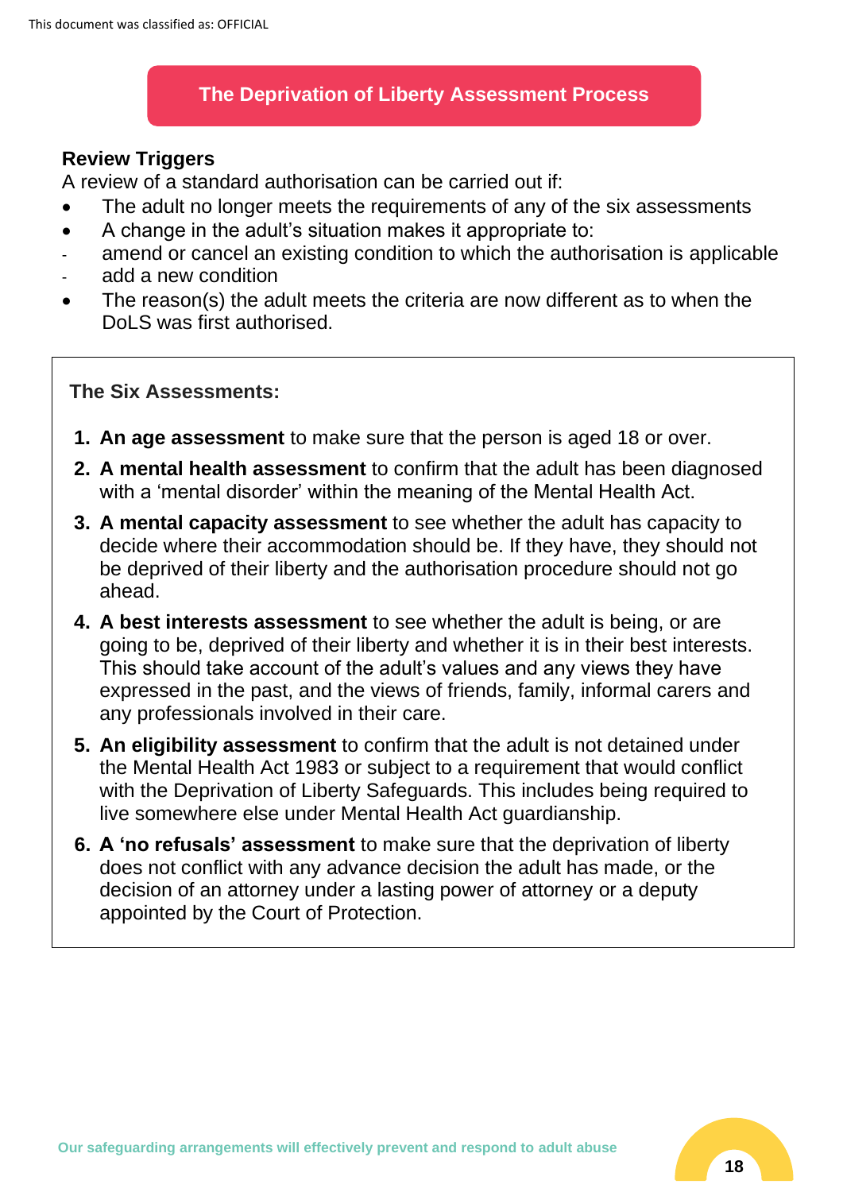## The Deprivation of Liberty Assessment Process

**Review Triggers**

A review of a standard authorisation can be carried out if:

- The adult no longer meets the requirements of any of the six assessments
- A change in the adult's situation makes it appropriate to:
  - amend or cancel an existing condition to which the authorisation is applicable
  - add a new condition
- The reason(s) the adult meets the criteria are now different as to when the DoLS was first authorised.

**The Six Assessments:**

1. **An age assessment** to make sure that the person is aged 18 or over.
2. **A mental health assessment** to confirm that the adult has been diagnosed with a 'mental disorder' within the meaning of the Mental Health Act.
3. **A mental capacity assessment** to see whether the adult has capacity to decide where their accommodation should be. If they have, they should not be deprived of their liberty and the authorisation procedure should not go ahead.
4. **A best interests assessment** to see whether the adult is being, or are going to be, deprived of their liberty and whether it is in their best interests. This should take account of the adult's values and any views they have expressed in the past, and the views of friends, family, informal carers and any professionals involved in their care.
5. **An eligibility assessment** to confirm that the adult is not detained under the Mental Health Act 1983 or subject to a requirement that would conflict with the Deprivation of Liberty Safeguards. This includes being required to live somewhere else under Mental Health Act guardianship.
6. **A 'no refusals' assessment** to make sure that the deprivation of liberty does not conflict with any advance decision the adult has made, or the decision of an attorney under a lasting power of attorney or a deputy appointed by the Court of Protection.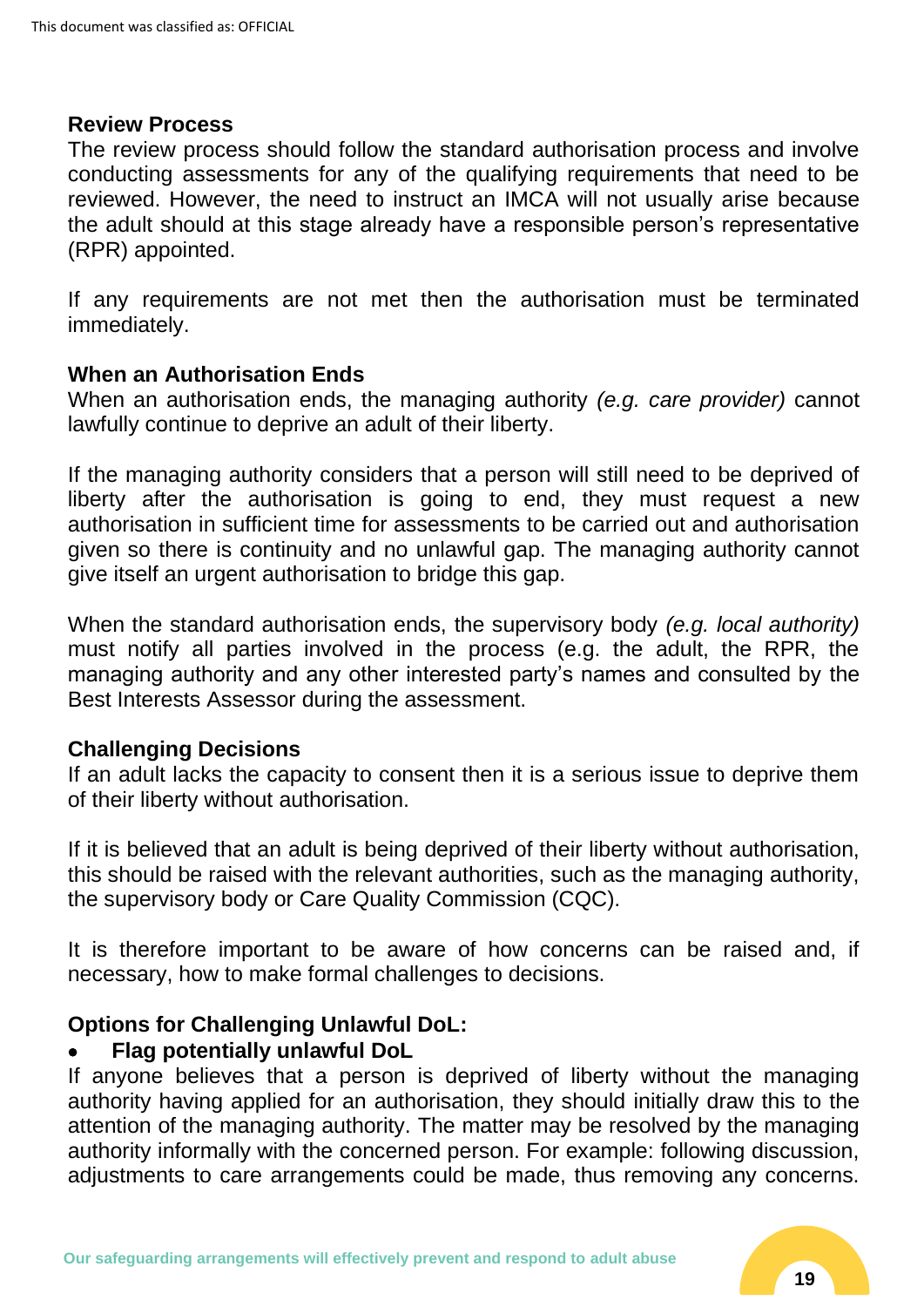### Review Process

The review process should follow the standard authorisation process and involve conducting assessments for any of the qualifying requirements that need to be reviewed. However, the need to instruct an IMCA will not usually arise because the adult should at this stage already have a responsible person's representative (RPR) appointed.

If any requirements are not met then the authorisation must be terminated immediately.

### When an Authorisation Ends

When an authorisation ends, the managing authority *(e.g. care provider)* cannot lawfully continue to deprive an adult of their liberty.

If the managing authority considers that a person will still need to be deprived of liberty after the authorisation is going to end, they must request a new authorisation in sufficient time for assessments to be carried out and authorisation given so there is continuity and no unlawful gap. The managing authority cannot give itself an urgent authorisation to bridge this gap.

When the standard authorisation ends, the supervisory body *(e.g. local authority)* must notify all parties involved in the process (e.g. the adult, the RPR, the managing authority and any other interested party's names and consulted by the Best Interests Assessor during the assessment.

### Challenging Decisions

If an adult lacks the capacity to consent then it is a serious issue to deprive them of their liberty without authorisation.

If it is believed that an adult is being deprived of their liberty without authorisation, this should be raised with the relevant authorities, such as the managing authority, the supervisory body or Care Quality Commission (CQC).

It is therefore important to be aware of how concerns can be raised and, if necessary, how to make formal challenges to decisions.

### Options for Challenging Unlawful DoL:

- **Flag potentially unlawful DoL**

If anyone believes that a person is deprived of liberty without the managing authority having applied for an authorisation, they should initially draw this to the attention of the managing authority. The matter may be resolved by the managing authority informally with the concerned person. For example: following discussion, adjustments to care arrangements could be made, thus removing any concerns.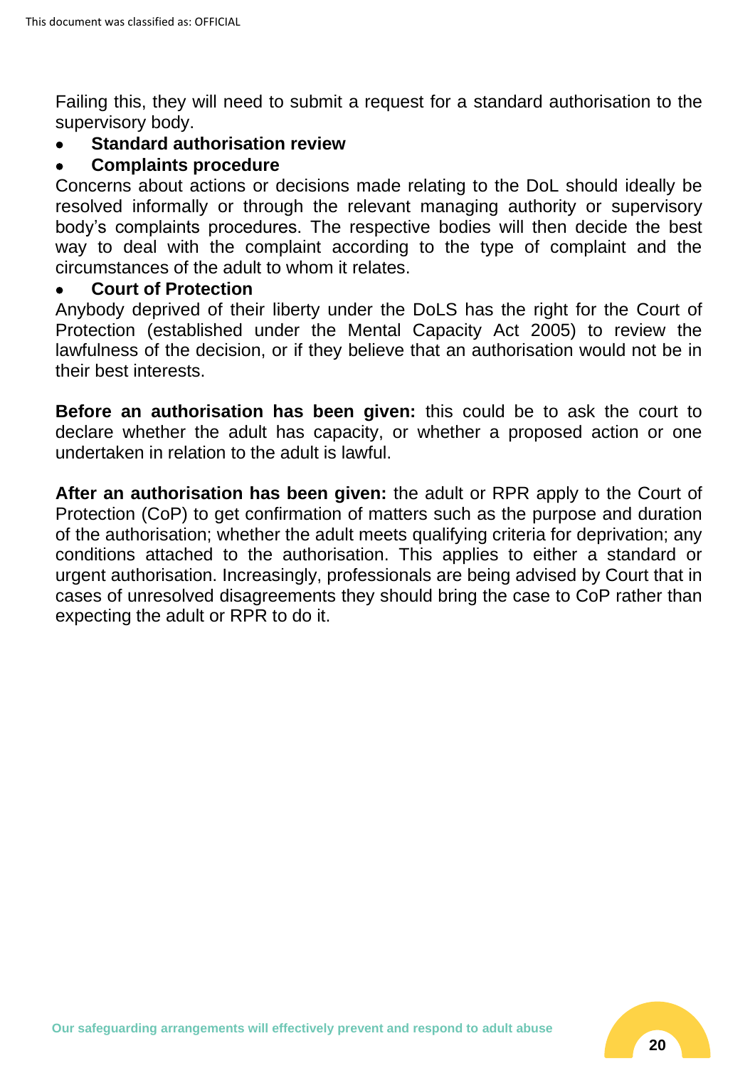Failing this, they will need to submit a request for a standard authorisation to the supervisory body.

- **Standard authorisation review**
- **Complaints procedure**

Concerns about actions or decisions made relating to the DoL should ideally be resolved informally or through the relevant managing authority or supervisory body's complaints procedures. The respective bodies will then decide the best way to deal with the complaint according to the type of complaint and the circumstances of the adult to whom it relates.

- **Court of Protection**

Anybody deprived of their liberty under the DoLS has the right for the Court of Protection (established under the Mental Capacity Act 2005) to review the lawfulness of the decision, or if they believe that an authorisation would not be in their best interests.

**Before an authorisation has been given:** this could be to ask the court to declare whether the adult has capacity, or whether a proposed action or one undertaken in relation to the adult is lawful.

**After an authorisation has been given:** the adult or RPR apply to the Court of Protection (CoP) to get confirmation of matters such as the purpose and duration of the authorisation; whether the adult meets qualifying criteria for deprivation; any conditions attached to the authorisation. This applies to either a standard or urgent authorisation. Increasingly, professionals are being advised by Court that in cases of unresolved disagreements they should bring the case to CoP rather than expecting the adult or RPR to do it.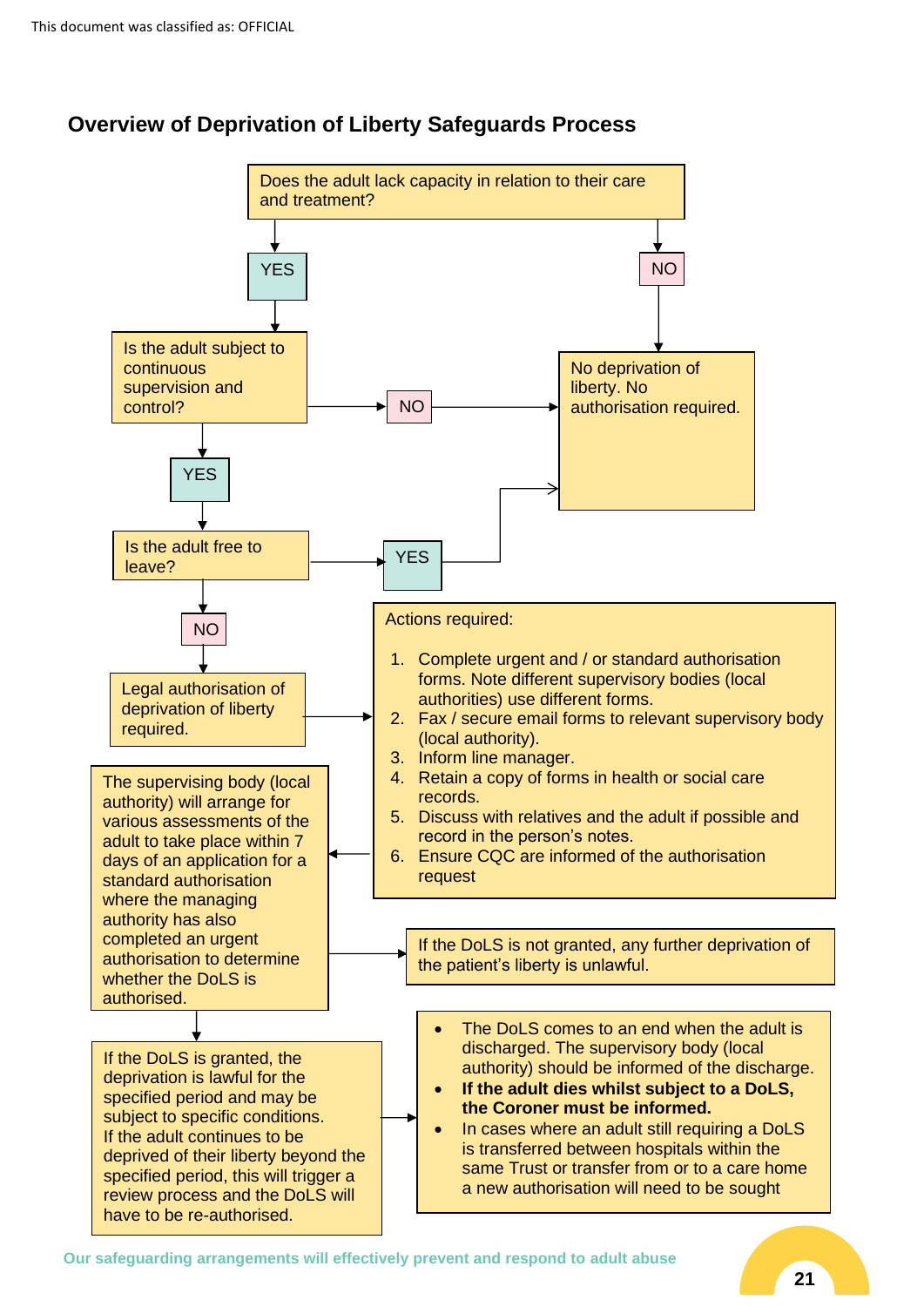This document was classified as: OFFICIAL

## Overview of Deprivation of Liberty Safeguards Process

Does the adult lack capacity in relation to their care and treatment?

YES

NO

Is the adult subject to continuous supervision and control?

NO

No deprivation of liberty. No authorisation required.

YES

Is the adult free to leave?

YES

NO

Legal authorisation of deprivation of liberty required.

Actions required:

1. Complete urgent and / or standard authorisation forms. Note different supervisory bodies (local authorities) use different forms.
2. Fax / secure email forms to relevant supervisory body (local authority).
3. Inform line manager.
4. Retain a copy of forms in health or social care records.
5. Discuss with relatives and the adult if possible and record in the person's notes.
6. Ensure CQC are informed of the authorisation request

The supervising body (local authority) will arrange for various assessments of the adult to take place within 7 days of an application for a standard authorisation where the managing authority has also completed an urgent authorisation to determine whether the DoLS is authorised.

If the DoLS is not granted, any further deprivation of the patient's liberty is unlawful.

If the DoLS is granted, the deprivation is lawful for the specified period and may be subject to specific conditions.
If the adult continues to be deprived of their liberty beyond the specified period, this will trigger a review process and the DoLS will have to be re-authorised.

- The DoLS comes to an end when the adult is discharged. The supervisory body (local authority) should be informed of the discharge.
- **If the adult dies whilst subject to a DoLS, the Coroner must be informed.**
- In cases where an adult still requiring a DoLS is transferred between hospitals within the same Trust or transfer from or to a care home a new authorisation will need to be sought

Our safeguarding arrangements will effectively prevent and respond to adult abuse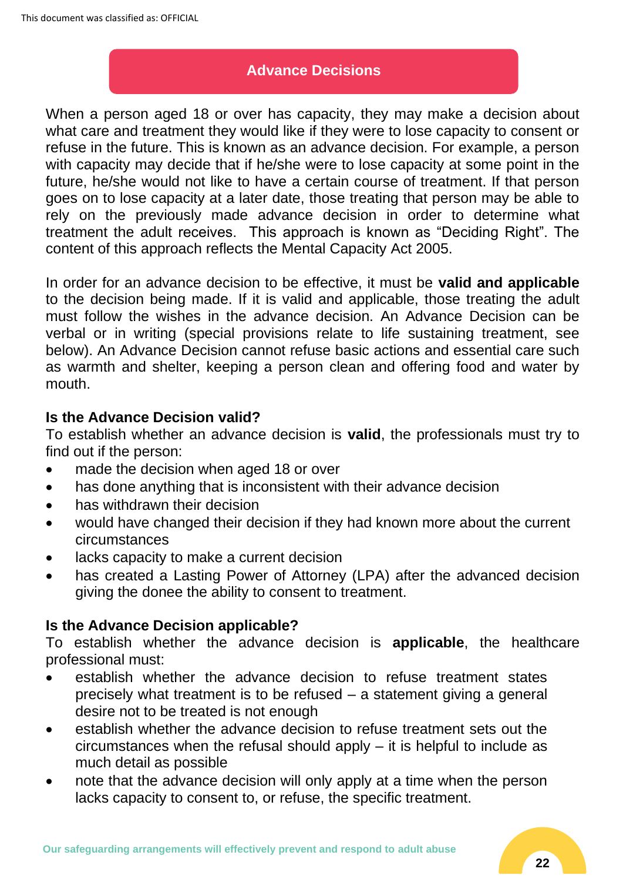## Advance Decisions

When a person aged 18 or over has capacity, they may make a decision about what care and treatment they would like if they were to lose capacity to consent or refuse in the future. This is known as an advance decision. For example, a person with capacity may decide that if he/she were to lose capacity at some point in the future, he/she would not like to have a certain course of treatment. If that person goes on to lose capacity at a later date, those treating that person may be able to rely on the previously made advance decision in order to determine what treatment the adult receives. This approach is known as "Deciding Right". The content of this approach reflects the Mental Capacity Act 2005.

In order for an advance decision to be effective, it must be **valid and applicable** to the decision being made. If it is valid and applicable, those treating the adult must follow the wishes in the advance decision. An Advance Decision can be verbal or in writing (special provisions relate to life sustaining treatment, see below). An Advance Decision cannot refuse basic actions and essential care such as warmth and shelter, keeping a person clean and offering food and water by mouth.

### Is the Advance Decision valid?

To establish whether an advance decision is **valid**, the professionals must try to find out if the person:

- made the decision when aged 18 or over
- has done anything that is inconsistent with their advance decision
- has withdrawn their decision
- would have changed their decision if they had known more about the current circumstances
- lacks capacity to make a current decision
- has created a Lasting Power of Attorney (LPA) after the advanced decision giving the donee the ability to consent to treatment.

### Is the Advance Decision applicable?

To establish whether the advance decision is **applicable**, the healthcare professional must:

- establish whether the advance decision to refuse treatment states precisely what treatment is to be refused – a statement giving a general desire not to be treated is not enough
- establish whether the advance decision to refuse treatment sets out the circumstances when the refusal should apply – it is helpful to include as much detail as possible
- note that the advance decision will only apply at a time when the person lacks capacity to consent to, or refuse, the specific treatment.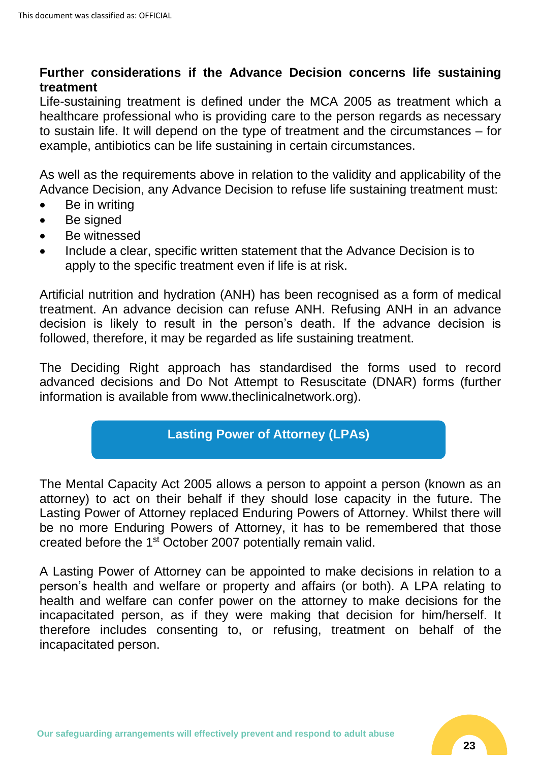**Further considerations if the Advance Decision concerns life sustaining treatment**

Life-sustaining treatment is defined under the MCA 2005 as treatment which a healthcare professional who is providing care to the person regards as necessary to sustain life. It will depend on the type of treatment and the circumstances – for example, antibiotics can be life sustaining in certain circumstances.

As well as the requirements above in relation to the validity and applicability of the Advance Decision, any Advance Decision to refuse life sustaining treatment must:

- Be in writing
- Be signed
- Be witnessed
- Include a clear, specific written statement that the Advance Decision is to apply to the specific treatment even if life is at risk.

Artificial nutrition and hydration (ANH) has been recognised as a form of medical treatment. An advance decision can refuse ANH. Refusing ANH in an advance decision is likely to result in the person's death. If the advance decision is followed, therefore, it may be regarded as life sustaining treatment.

The Deciding Right approach has standardised the forms used to record advanced decisions and Do Not Attempt to Resuscitate (DNAR) forms (further information is available from www.theclinicalnetwork.org).

## Lasting Power of Attorney (LPAs)

The Mental Capacity Act 2005 allows a person to appoint a person (known as an attorney) to act on their behalf if they should lose capacity in the future. The Lasting Power of Attorney replaced Enduring Powers of Attorney. Whilst there will be no more Enduring Powers of Attorney, it has to be remembered that those created before the 1st October 2007 potentially remain valid.

A Lasting Power of Attorney can be appointed to make decisions in relation to a person's health and welfare or property and affairs (or both). A LPA relating to health and welfare can confer power on the attorney to make decisions for the incapacitated person, as if they were making that decision for him/herself. It therefore includes consenting to, or refusing, treatment on behalf of the incapacitated person.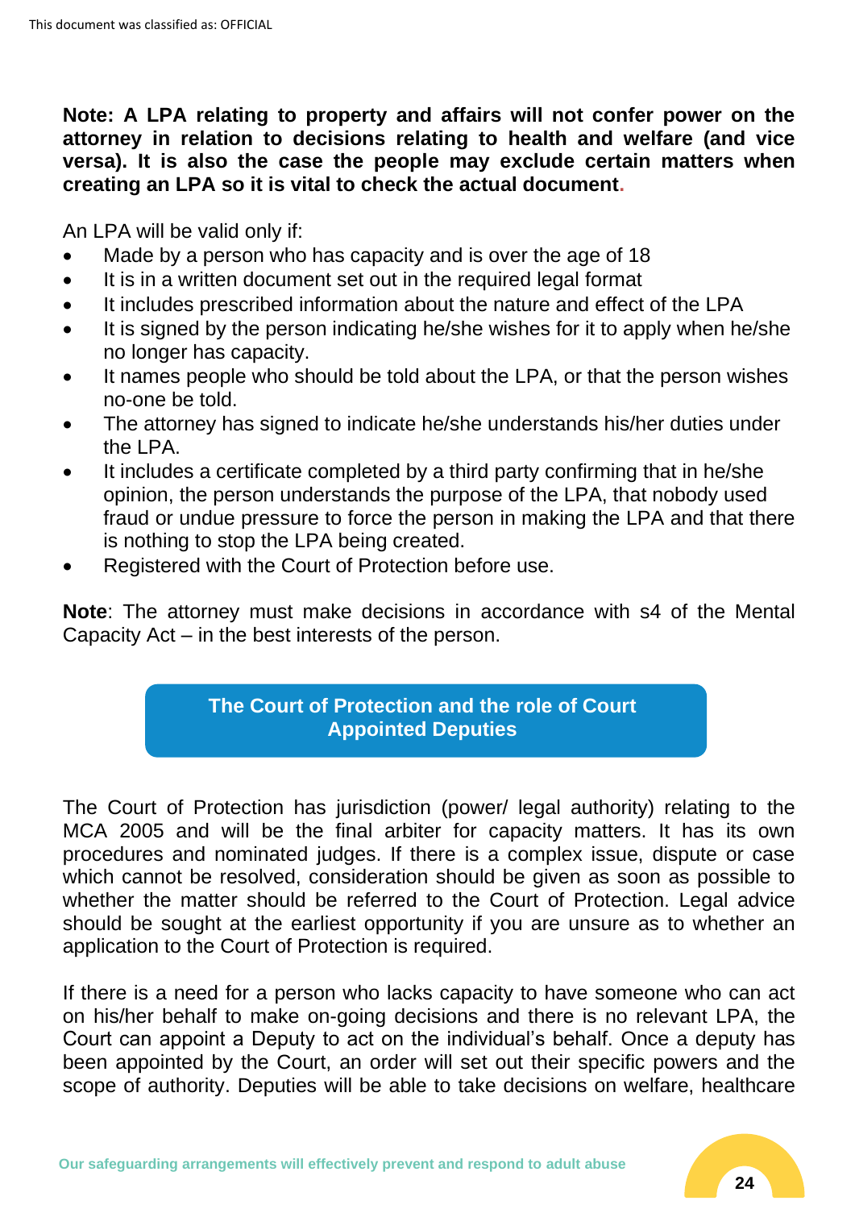**Note: A LPA relating to property and affairs will not confer power on the attorney in relation to decisions relating to health and welfare (and vice versa). It is also the case the people may exclude certain matters when creating an LPA so it is vital to check the actual document.**

An LPA will be valid only if:

- Made by a person who has capacity and is over the age of 18
- It is in a written document set out in the required legal format
- It includes prescribed information about the nature and effect of the LPA
- It is signed by the person indicating he/she wishes for it to apply when he/she no longer has capacity.
- It names people who should be told about the LPA, or that the person wishes no-one be told.
- The attorney has signed to indicate he/she understands his/her duties under the LPA.
- It includes a certificate completed by a third party confirming that in he/she opinion, the person understands the purpose of the LPA, that nobody used fraud or undue pressure to force the person in making the LPA and that there is nothing to stop the LPA being created.
- Registered with the Court of Protection before use.

**Note**: The attorney must make decisions in accordance with s4 of the Mental Capacity Act – in the best interests of the person.

## The Court of Protection and the role of Court Appointed Deputies

The Court of Protection has jurisdiction (power/ legal authority) relating to the MCA 2005 and will be the final arbiter for capacity matters. It has its own procedures and nominated judges. If there is a complex issue, dispute or case which cannot be resolved, consideration should be given as soon as possible to whether the matter should be referred to the Court of Protection. Legal advice should be sought at the earliest opportunity if you are unsure as to whether an application to the Court of Protection is required.

If there is a need for a person who lacks capacity to have someone who can act on his/her behalf to make on-going decisions and there is no relevant LPA, the Court can appoint a Deputy to act on the individual's behalf. Once a deputy has been appointed by the Court, an order will set out their specific powers and the scope of authority. Deputies will be able to take decisions on welfare, healthcare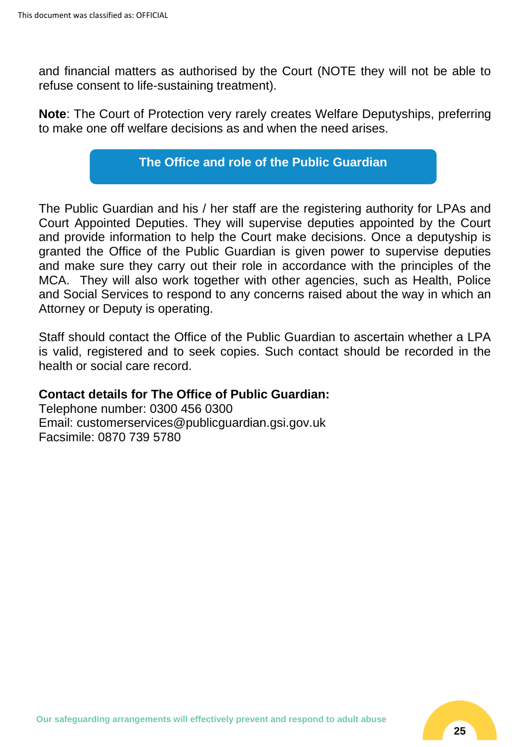and financial matters as authorised by the Court (NOTE they will not be able to refuse consent to life-sustaining treatment).

**Note**: The Court of Protection very rarely creates Welfare Deputyships, preferring to make one off welfare decisions as and when the need arises.

## The Office and role of the Public Guardian

The Public Guardian and his / her staff are the registering authority for LPAs and Court Appointed Deputies. They will supervise deputies appointed by the Court and provide information to help the Court make decisions. Once a deputyship is granted the Office of the Public Guardian is given power to supervise deputies and make sure they carry out their role in accordance with the principles of the MCA. They will also work together with other agencies, such as Health, Police and Social Services to respond to any concerns raised about the way in which an Attorney or Deputy is operating.

Staff should contact the Office of the Public Guardian to ascertain whether a LPA is valid, registered and to seek copies. Such contact should be recorded in the health or social care record.

**Contact details for The Office of Public Guardian:**
Telephone number: 0300 456 0300
Email: customerservices@publicguardian.gsi.gov.uk
Facsimile: 0870 739 5780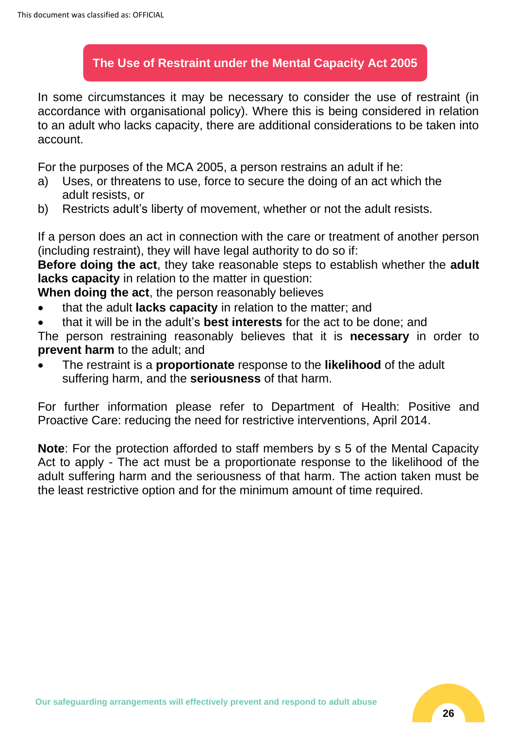## The Use of Restraint under the Mental Capacity Act 2005

In some circumstances it may be necessary to consider the use of restraint (in accordance with organisational policy). Where this is being considered in relation to an adult who lacks capacity, there are additional considerations to be taken into account.

For the purposes of the MCA 2005, a person restrains an adult if he:

a) Uses, or threatens to use, force to secure the doing of an act which the adult resists, or
b) Restricts adult's liberty of movement, whether or not the adult resists.

If a person does an act in connection with the care or treatment of another person (including restraint), they will have legal authority to do so if:
**Before doing the act**, they take reasonable steps to establish whether the **adult lacks capacity** in relation to the matter in question:
**When doing the act**, the person reasonably believes

- that the adult **lacks capacity** in relation to the matter; and
- that it will be in the adult's **best interests** for the act to be done; and

The person restraining reasonably believes that it is **necessary** in order to **prevent harm** to the adult; and

- The restraint is a **proportionate** response to the **likelihood** of the adult suffering harm, and the **seriousness** of that harm.

For further information please refer to Department of Health: Positive and Proactive Care: reducing the need for restrictive interventions, April 2014.

**Note**: For the protection afforded to staff members by s 5 of the Mental Capacity Act to apply - The act must be a proportionate response to the likelihood of the adult suffering harm and the seriousness of that harm. The action taken must be the least restrictive option and for the minimum amount of time required.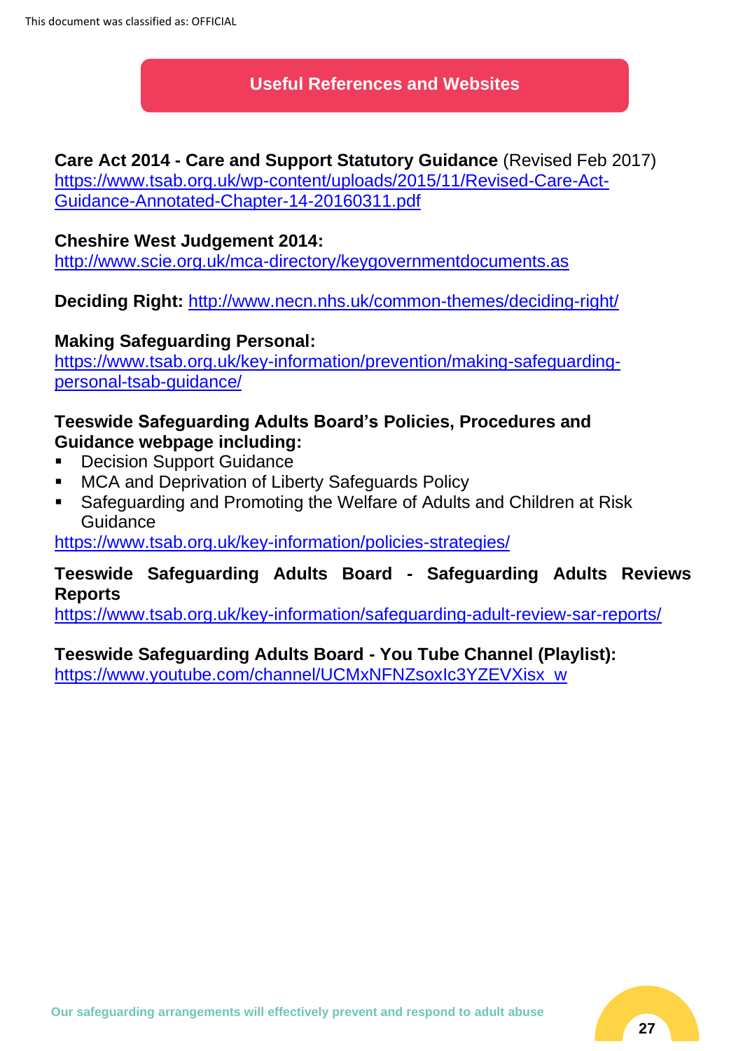## Useful References and Websites

**Care Act 2014 - Care and Support Statutory Guidance** (Revised Feb 2017)
https://www.tsab.org.uk/wp-content/uploads/2015/11/Revised-Care-Act-Guidance-Annotated-Chapter-14-20160311.pdf

**Cheshire West Judgement 2014:**
http://www.scie.org.uk/mca-directory/keygovernmentdocuments.as

**Deciding Right:** http://www.necn.nhs.uk/common-themes/deciding-right/

**Making Safeguarding Personal:**
https://www.tsab.org.uk/key-information/prevention/making-safeguarding-personal-tsab-guidance/

**Teeswide Safeguarding Adults Board's Policies, Procedures and Guidance webpage including:**

- Decision Support Guidance
- MCA and Deprivation of Liberty Safeguards Policy
- Safeguarding and Promoting the Welfare of Adults and Children at Risk Guidance

https://www.tsab.org.uk/key-information/policies-strategies/

**Teeswide Safeguarding Adults Board - Safeguarding Adults Reviews Reports**
https://www.tsab.org.uk/key-information/safeguarding-adult-review-sar-reports/

**Teeswide Safeguarding Adults Board - You Tube Channel (Playlist):**
https://www.youtube.com/channel/UCMxNFNZsoxIc3YZEVXisx_w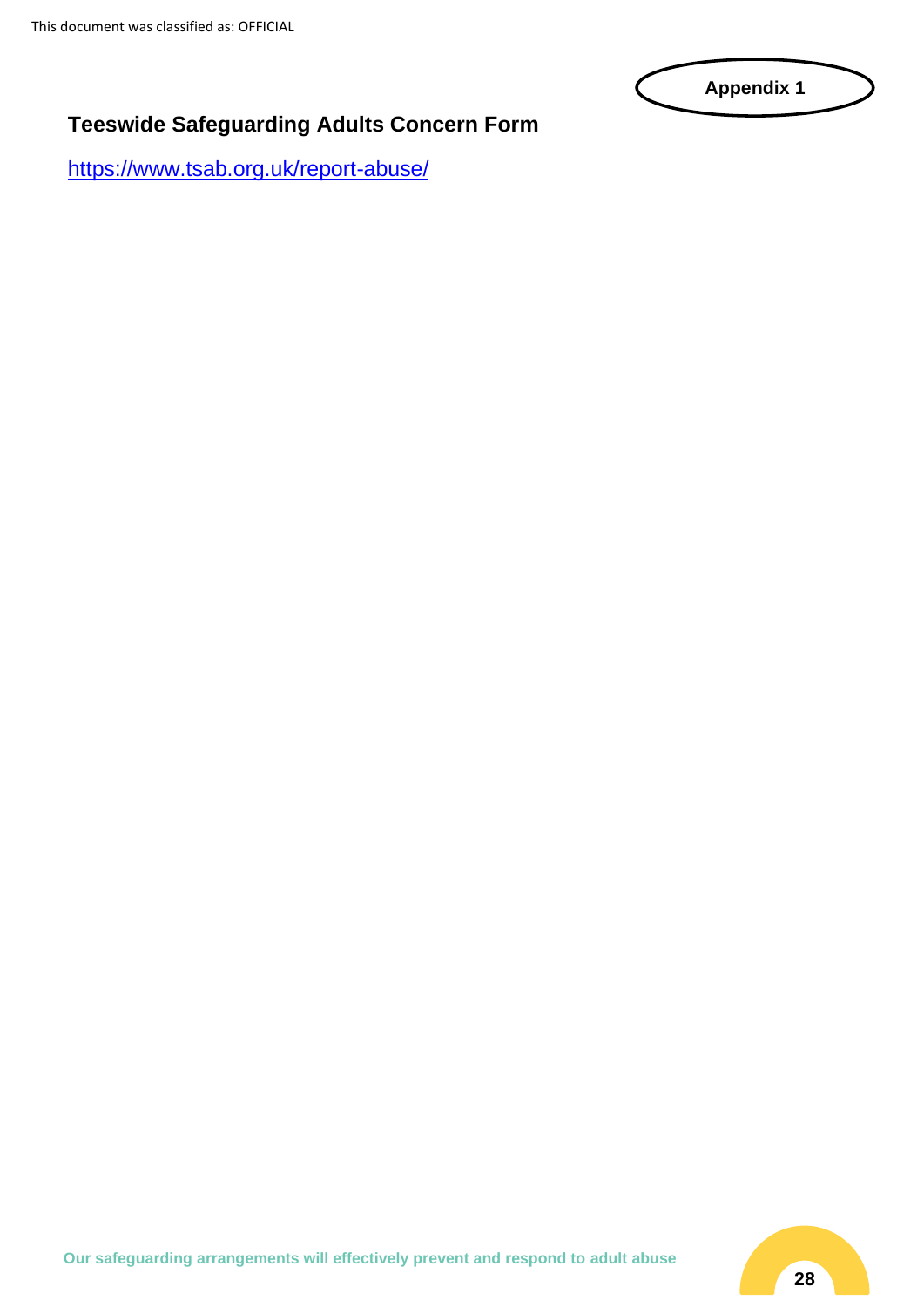**Appendix 1**

## Teeswide Safeguarding Adults Concern Form

https://www.tsab.org.uk/report-abuse/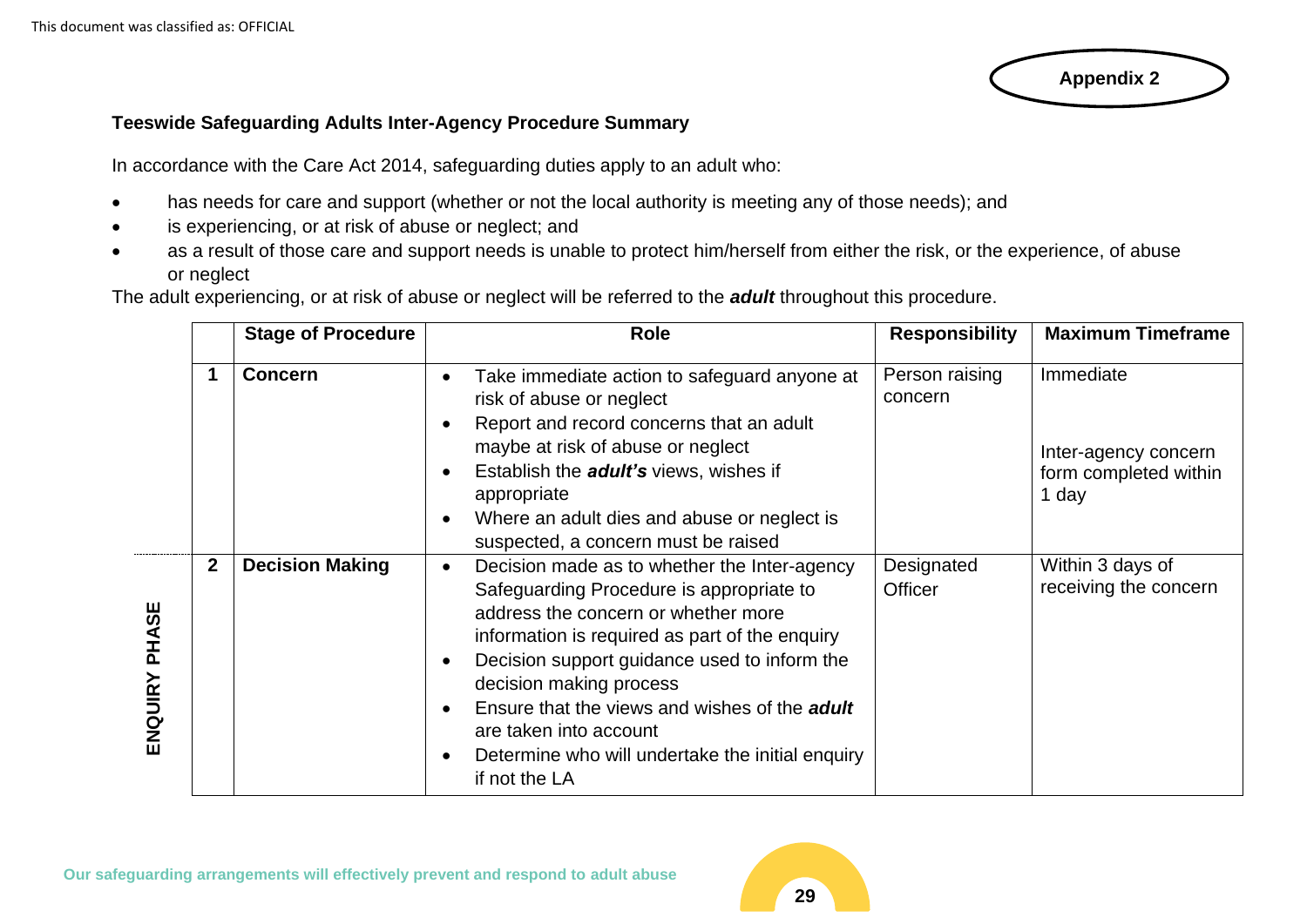Appendix 2

**Teeswide Safeguarding Adults Inter-Agency Procedure Summary**

In accordance with the Care Act 2014, safeguarding duties apply to an adult who:

- has needs for care and support (whether or not the local authority is meeting any of those needs); and
- is experiencing, or at risk of abuse or neglect; and
- as a result of those care and support needs is unable to protect him/herself from either the risk, or the experience, of abuse or neglect

The adult experiencing, or at risk of abuse or neglect will be referred to the ***adult*** throughout this procedure.

| Phase | | Stage of Procedure | Role | Responsibility | Maximum Timeframe |
|---|---|---|---|---|---|
| | **1** | **Concern** | • Take immediate action to safeguard anyone at risk of abuse or neglect<br>• Report and record concerns that an adult maybe at risk of abuse or neglect<br>• Establish the ***adult's*** views, wishes if appropriate<br>• Where an adult dies and abuse or neglect is suspected, a concern must be raised | Person raising concern | Immediate<br><br>Inter-agency concern form completed within 1 day |
| **ENQUIRY PHASE** | **2** | **Decision Making** | • Decision made as to whether the Inter-agency Safeguarding Procedure is appropriate to address the concern or whether more information is required as part of the enquiry<br>• Decision support guidance used to inform the decision making process<br>• Ensure that the views and wishes of the ***adult*** are taken into account<br>• Determine who will undertake the initial enquiry if not the LA | Designated Officer | Within 3 days of receiving the concern |

Our safeguarding arrangements will effectively prevent and respond to adult abuse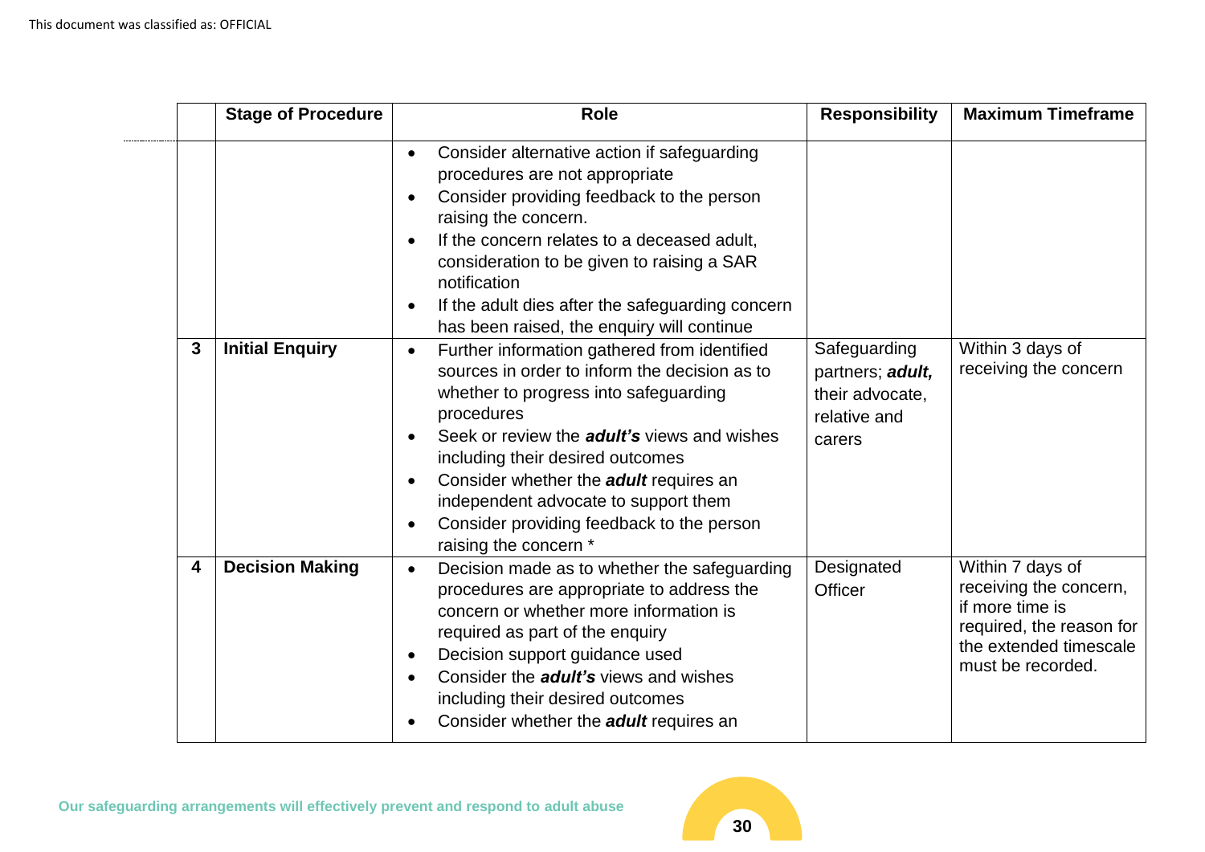| | Stage of Procedure | Role | Responsibility | Maximum Timeframe |
|---|---|---|---|---|
| | | • Consider alternative action if safeguarding procedures are not appropriate<br>• Consider providing feedback to the person raising the concern.<br>• If the concern relates to a deceased adult, consideration to be given to raising a SAR notification<br>• If the adult dies after the safeguarding concern has been raised, the enquiry will continue | | |
| **3** | **Initial Enquiry** | • Further information gathered from identified sources in order to inform the decision as to whether to progress into safeguarding procedures<br>• Seek or review the ***adult's*** views and wishes including their desired outcomes<br>• Consider whether the ***adult*** requires an independent advocate to support them<br>• Consider providing feedback to the person raising the concern * | Safeguarding partners; ***adult,*** their advocate, relative and carers | Within 3 days of receiving the concern |
| **4** | **Decision Making** | • Decision made as to whether the safeguarding procedures are appropriate to address the concern or whether more information is required as part of the enquiry<br>• Decision support guidance used<br>• Consider the ***adult's*** views and wishes including their desired outcomes<br>• Consider whether the ***adult*** requires an | Designated Officer | Within 7 days of receiving the concern, if more time is required, the reason for the extended timescale must be recorded. |

**Our safeguarding arrangements will effectively prevent and respond to adult abuse**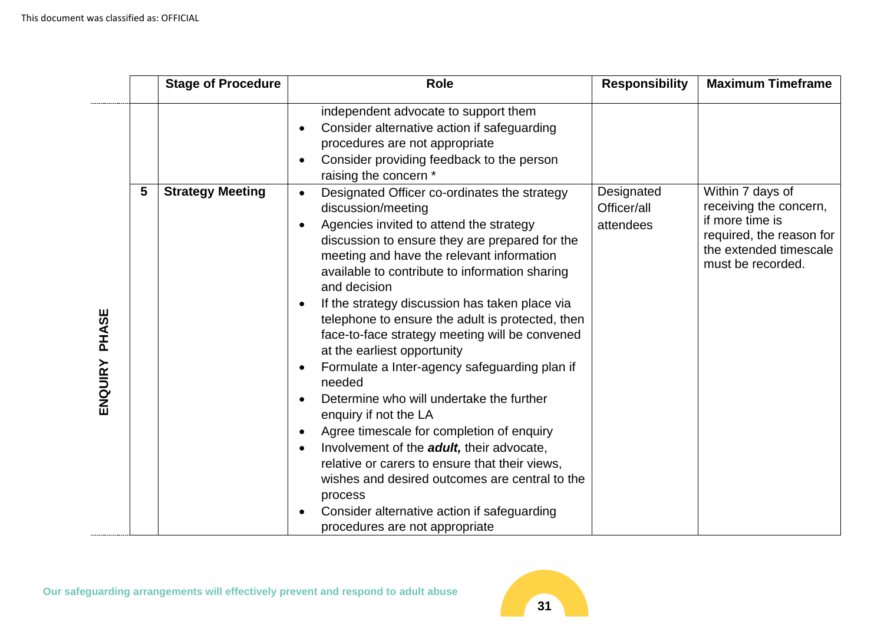| | | Stage of Procedure | Role | Responsibility | Maximum Timeframe |
|---|---|---|---|---|---|
| | | | independent advocate to support them<br>• Consider alternative action if safeguarding procedures are not appropriate<br>• Consider providing feedback to the person raising the concern * | | |
| ENQUIRY PHASE | 5 | **Strategy Meeting** | • Designated Officer co-ordinates the strategy discussion/meeting<br>• Agencies invited to attend the strategy discussion to ensure they are prepared for the meeting and have the relevant information available to contribute to information sharing and decision<br>• If the strategy discussion has taken place via telephone to ensure the adult is protected, then face-to-face strategy meeting will be convened at the earliest opportunity<br>• Formulate a Inter-agency safeguarding plan if needed<br>• Determine who will undertake the further enquiry if not the LA<br>• Agree timescale for completion of enquiry<br>• Involvement of the ***adult,*** their advocate, relative or carers to ensure that their views, wishes and desired outcomes are central to the process<br>• Consider alternative action if safeguarding procedures are not appropriate | Designated Officer/all attendees | Within 7 days of receiving the concern, if more time is required, the reason for the extended timescale must be recorded. |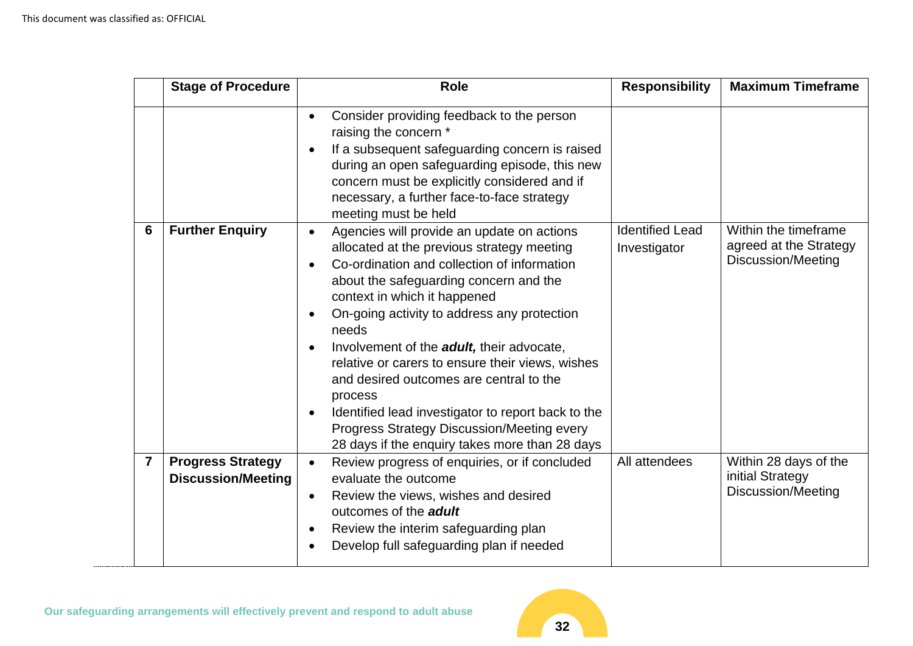| | Stage of Procedure | Role | Responsibility | Maximum Timeframe |
|---|---|---|---|---|
| | | • Consider providing feedback to the person raising the concern *<br>• If a subsequent safeguarding concern is raised during an open safeguarding episode, this new concern must be explicitly considered and if necessary, a further face-to-face strategy meeting must be held | | |
| **6** | **Further Enquiry** | • Agencies will provide an update on actions allocated at the previous strategy meeting<br>• Co-ordination and collection of information about the safeguarding concern and the context in which it happened<br>• On-going activity to address any protection needs<br>• Involvement of the ***adult,*** their advocate, relative or carers to ensure their views, wishes and desired outcomes are central to the process<br>• Identified lead investigator to report back to the Progress Strategy Discussion/Meeting every 28 days if the enquiry takes more than 28 days | Identified Lead Investigator | Within the timeframe agreed at the Strategy Discussion/Meeting |
| **7** | **Progress Strategy Discussion/Meeting** | • Review progress of enquiries, or if concluded evaluate the outcome<br>• Review the views, wishes and desired outcomes of the ***adult***<br>• Review the interim safeguarding plan<br>• Develop full safeguarding plan if needed | All attendees | Within 28 days of the initial Strategy Discussion/Meeting |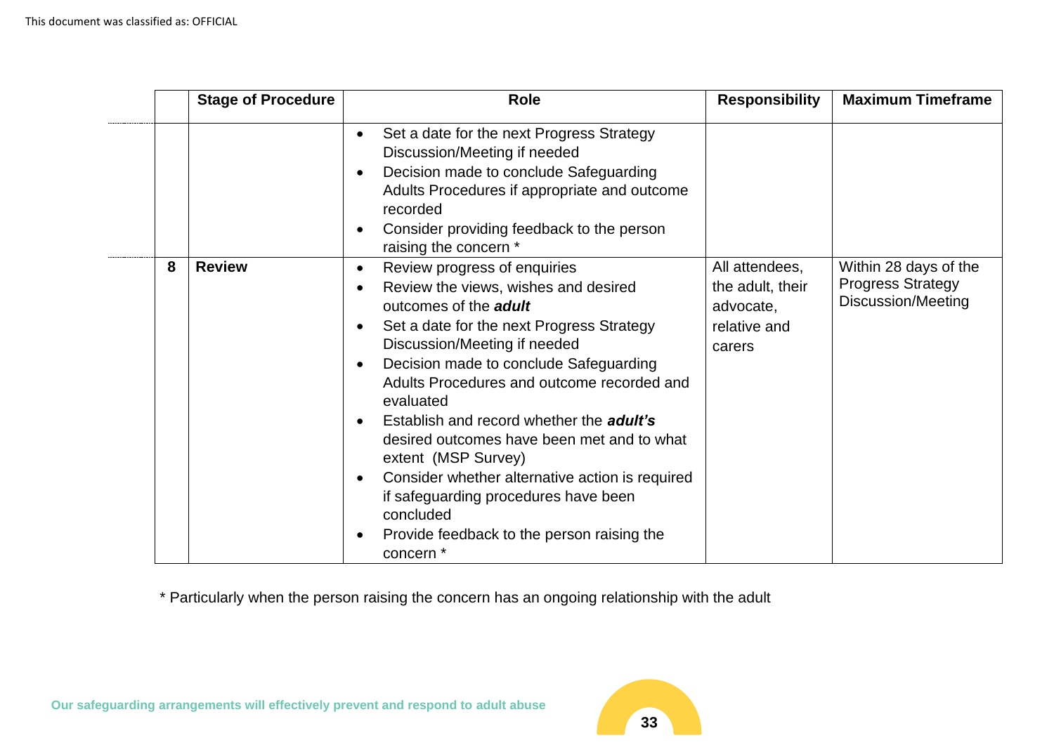| | Stage of Procedure | Role | Responsibility | Maximum Timeframe |
|---|---|---|---|---|
| | | • Set a date for the next Progress Strategy Discussion/Meeting if needed<br>• Decision made to conclude Safeguarding Adults Procedures if appropriate and outcome recorded<br>• Consider providing feedback to the person raising the concern * | | |
| 8 | **Review** | • Review progress of enquiries<br>• Review the views, wishes and desired outcomes of the ***adult***<br>• Set a date for the next Progress Strategy Discussion/Meeting if needed<br>• Decision made to conclude Safeguarding Adults Procedures and outcome recorded and evaluated<br>• Establish and record whether the ***adult's*** desired outcomes have been met and to what extent (MSP Survey)<br>• Consider whether alternative action is required if safeguarding procedures have been concluded<br>• Provide feedback to the person raising the concern * | All attendees, the adult, their advocate, relative and carers | Within 28 days of the Progress Strategy Discussion/Meeting |

* Particularly when the person raising the concern has an ongoing relationship with the adult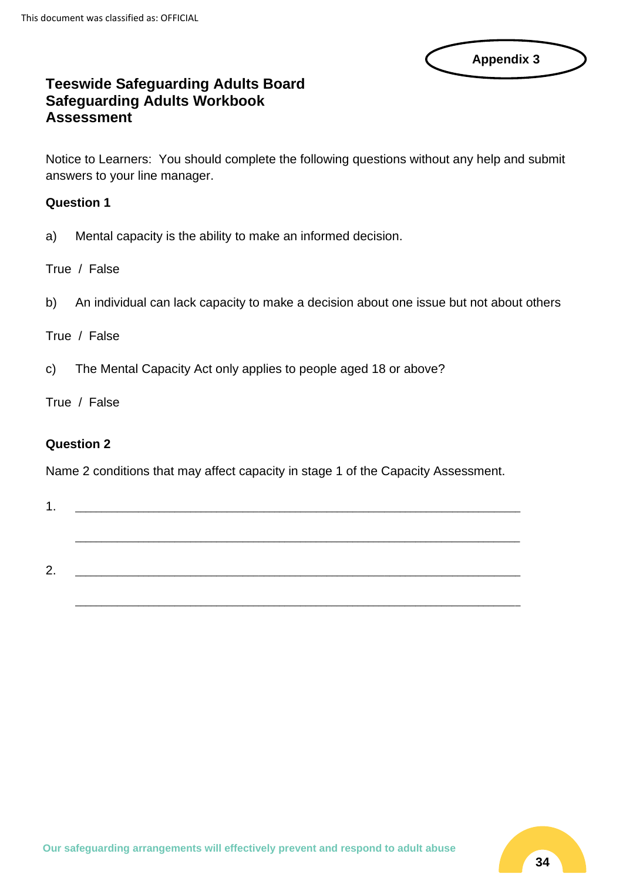Appendix 3

# Teeswide Safeguarding Adults Board Safeguarding Adults Workbook Assessment

Notice to Learners: You should complete the following questions without any help and submit answers to your line manager.

**Question 1**

a) Mental capacity is the ability to make an informed decision.

True / False

b) An individual can lack capacity to make a decision about one issue but not about others

True / False

c) The Mental Capacity Act only applies to people aged 18 or above?

True / False

**Question 2**

Name 2 conditions that may affect capacity in stage 1 of the Capacity Assessment.

1. ______________________________________________________________

______________________________________________________________

2. ______________________________________________________________

______________________________________________________________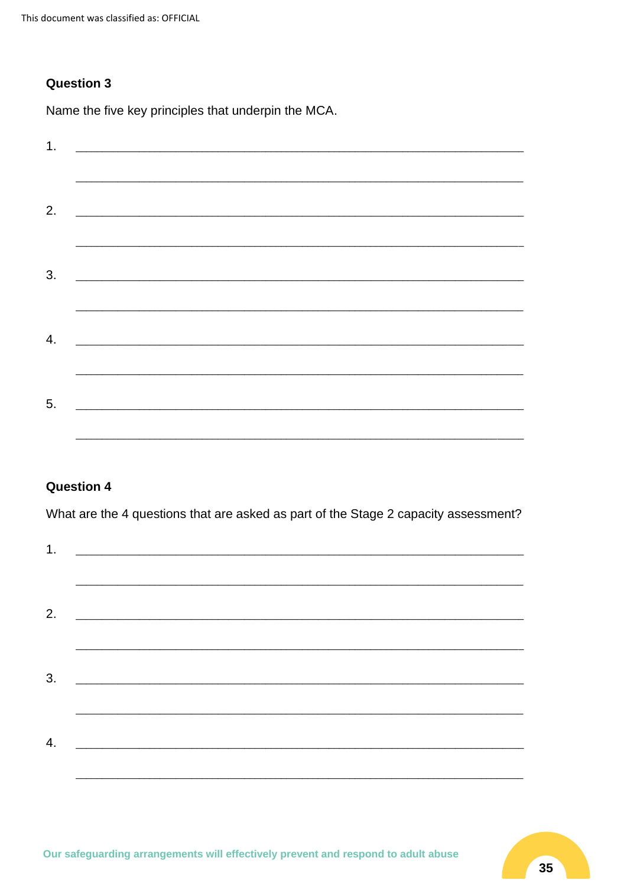### Question 3

Name the five key principles that underpin the MCA.

1. ____________________________________________________________

   ____________________________________________________________

2. ____________________________________________________________

   ____________________________________________________________

3. ____________________________________________________________

   ____________________________________________________________

4. ____________________________________________________________

   ____________________________________________________________

5. ____________________________________________________________

   ____________________________________________________________

### Question 4

What are the 4 questions that are asked as part of the Stage 2 capacity assessment?

1. ____________________________________________________________

   ____________________________________________________________

2. ____________________________________________________________

   ____________________________________________________________

3. ____________________________________________________________

   ____________________________________________________________

4. ____________________________________________________________

   ____________________________________________________________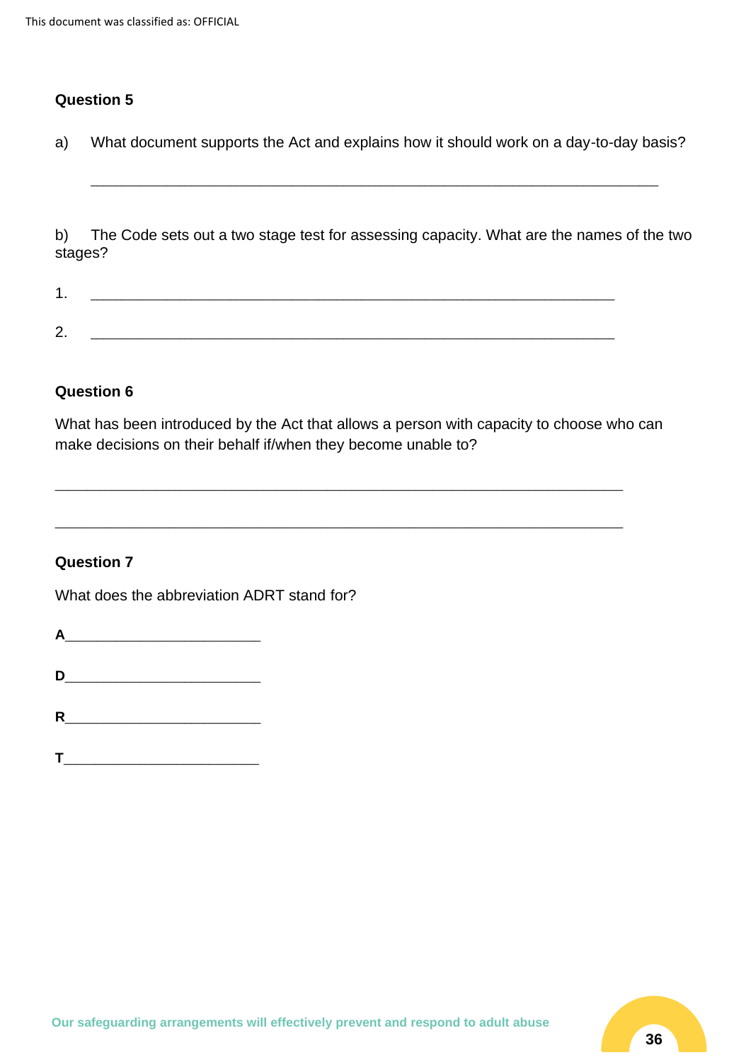### Question 5

a) What document supports the Act and explains how it should work on a day-to-day basis?

___________________________________________________________________

b) The Code sets out a two stage test for assessing capacity. What are the names of the two stages?

1. ______________________________________________________________

2. ______________________________________________________________

### Question 6

What has been introduced by the Act that allows a person with capacity to choose who can make decisions on their behalf if/when they become unable to?

___________________________________________________________________

___________________________________________________________________

### Question 7

What does the abbreviation ADRT stand for?

**A**_______________________

**D**_______________________

**R**_______________________

**T**_______________________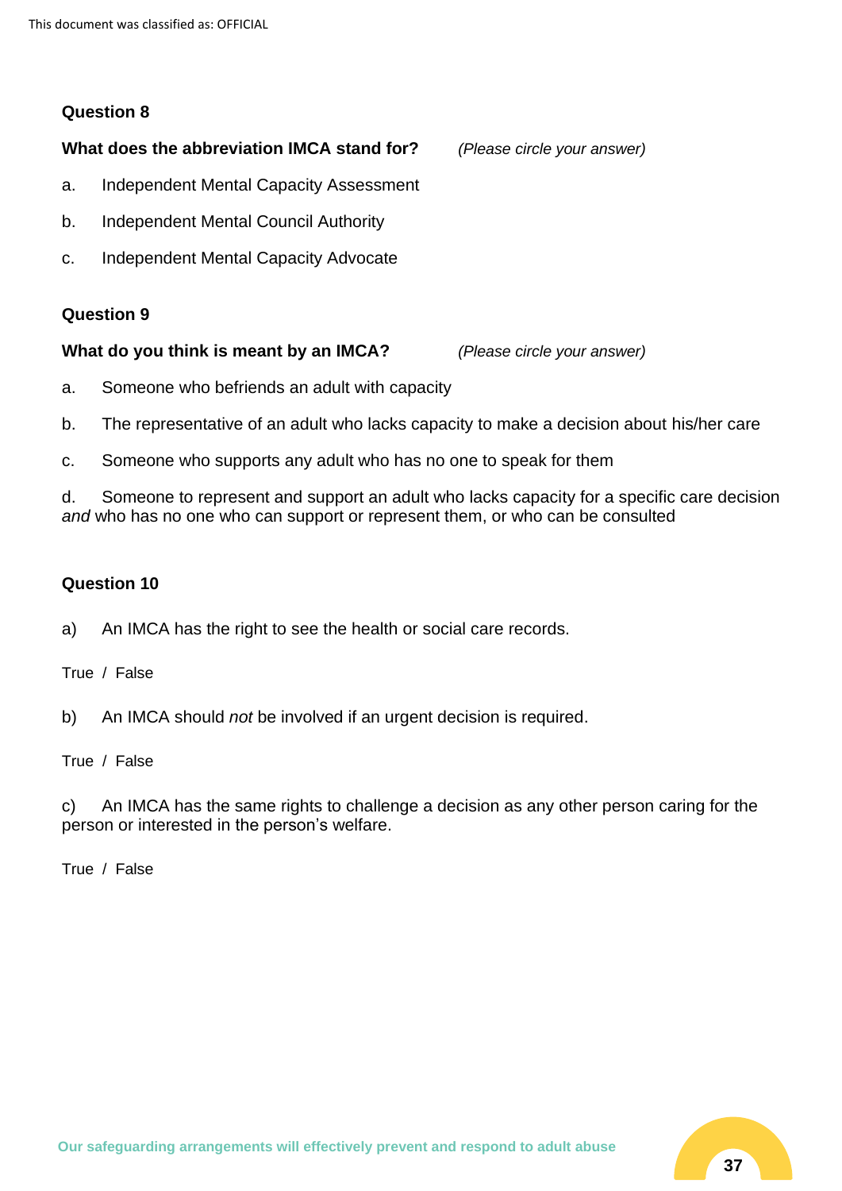### Question 8

**What does the abbreviation IMCA stand for?** *(Please circle your answer)*

a. Independent Mental Capacity Assessment

b. Independent Mental Council Authority

c. Independent Mental Capacity Advocate

### Question 9

**What do you think is meant by an IMCA?** *(Please circle your answer)*

a. Someone who befriends an adult with capacity

b. The representative of an adult who lacks capacity to make a decision about his/her care

c. Someone who supports any adult who has no one to speak for them

d. Someone to represent and support an adult who lacks capacity for a specific care decision *and* who has no one who can support or represent them, or who can be consulted

### Question 10

a) An IMCA has the right to see the health or social care records.

True / False

b) An IMCA should *not* be involved if an urgent decision is required.

True / False

c) An IMCA has the same rights to challenge a decision as any other person caring for the person or interested in the person's welfare.

True / False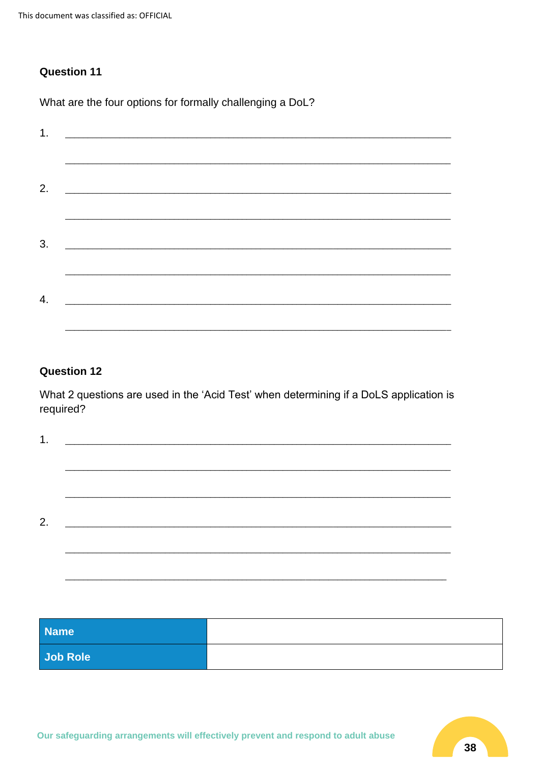### Question 11

What are the four options for formally challenging a DoL?

1. ____________________________________________________________

   ____________________________________________________________

2. ____________________________________________________________

   ____________________________________________________________

3. ____________________________________________________________

   ____________________________________________________________

4. ____________________________________________________________

   ____________________________________________________________

### Question 12

What 2 questions are used in the 'Acid Test' when determining if a DoLS application is required?

1. ____________________________________________________________

   ____________________________________________________________

   ____________________________________________________________

2. ____________________________________________________________

   ____________________________________________________________

   ____________________________________________________________

| | |
|---|---|
| **Name** | |
| **Job Role** | |

Our safeguarding arrangements will effectively prevent and respond to adult abuse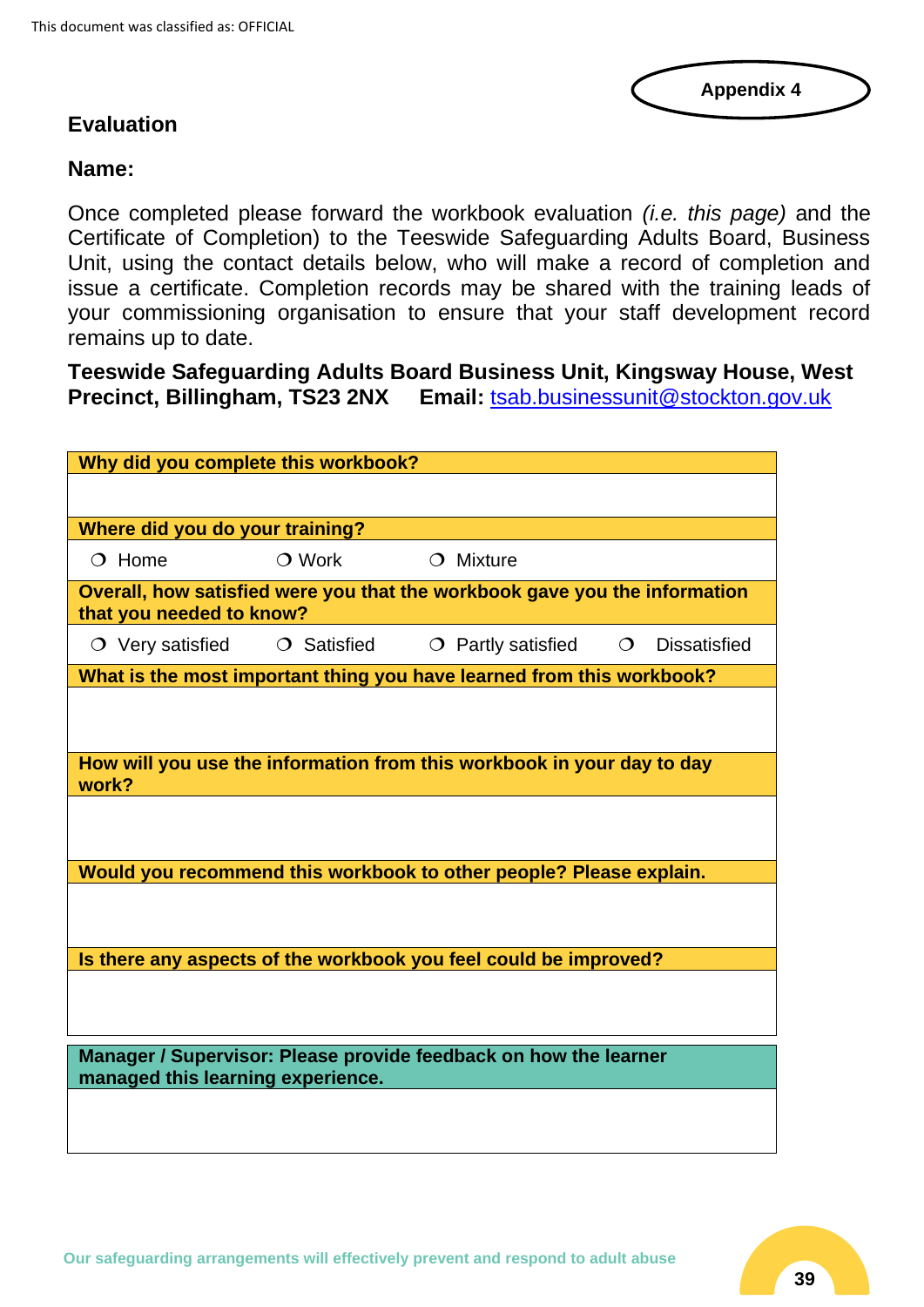**Appendix 4**

## Evaluation

**Name:**

Once completed please forward the workbook evaluation *(i.e. this page)* and the Certificate of Completion) to the Teeswide Safeguarding Adults Board, Business Unit, using the contact details below, who will make a record of completion and issue a certificate. Completion records may be shared with the training leads of your commissioning organisation to ensure that your staff development record remains up to date.

**Teeswide Safeguarding Adults Board Business Unit, Kingsway House, West Precinct, Billingham, TS23 2NX Email:** tsab.businessunit@stockton.gov.uk

| | | | |
|---|---|---|---|
| **Why did you complete this workbook?** | | | |
| | | | |
| **Where did you do your training?** | | | |
| ❍ Home | ❍ Work | ❍ Mixture | |
| **Overall, how satisfied were you that the workbook gave you the information that you needed to know?** | | | |
| ❍ Very satisfied | ❍ Satisfied | ❍ Partly satisfied | ❍ Dissatisfied |
| **What is the most important thing you have learned from this workbook?** | | | |
| | | | |
| **How will you use the information from this workbook in your day to day work?** | | | |
| | | | |
| **Would you recommend this workbook to other people? Please explain.** | | | |
| | | | |
| **Is there any aspects of the workbook you feel could be improved?** | | | |
| | | | |

| |
|---|
| **Manager / Supervisor: Please provide feedback on how the learner managed this learning experience.** |
| |

Our safeguarding arrangements will effectively prevent and respond to adult abuse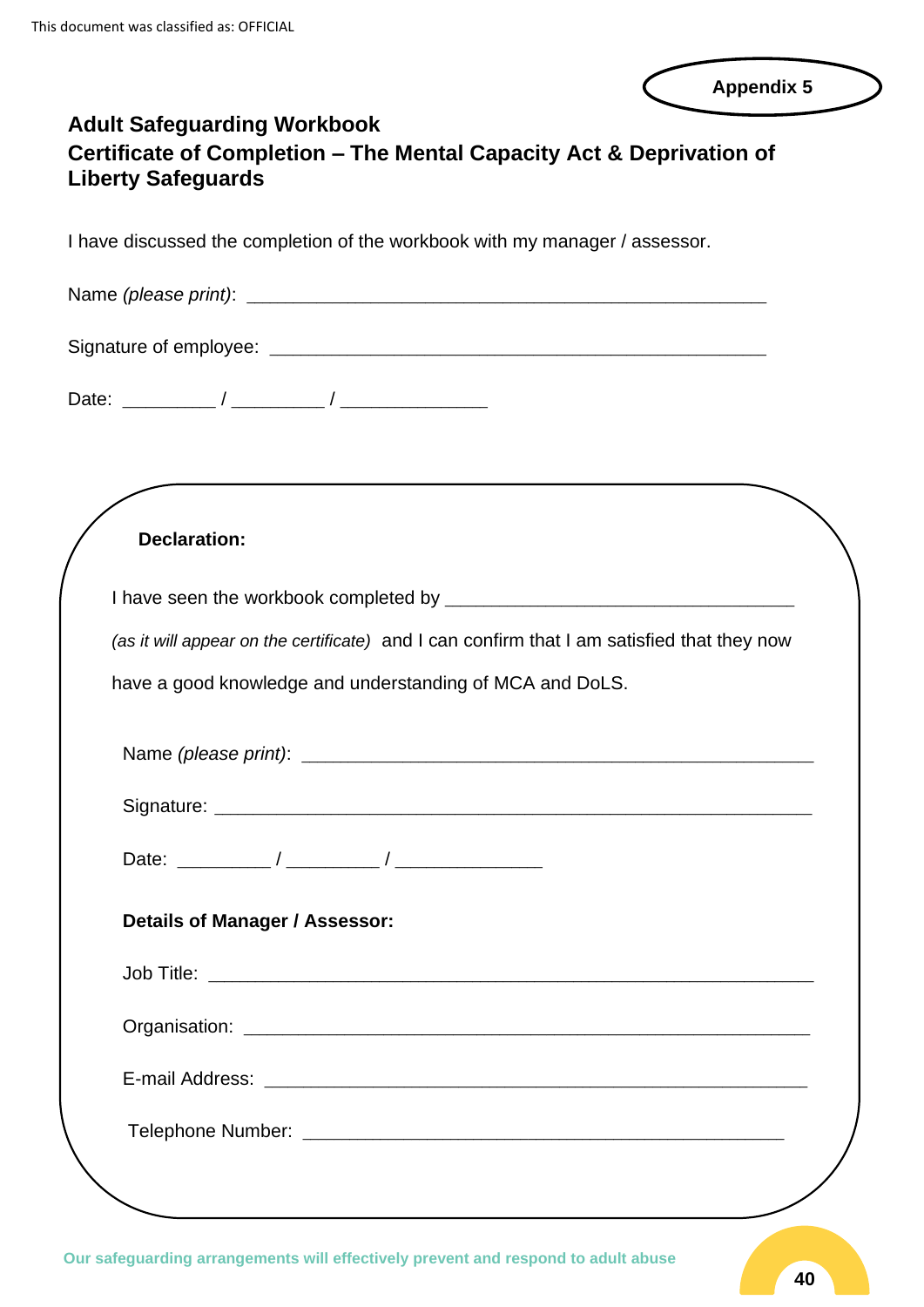Appendix 5

## Adult Safeguarding Workbook
## Certificate of Completion – The Mental Capacity Act & Deprivation of Liberty Safeguards

I have discussed the completion of the workbook with my manager / assessor.

Name *(please print)*: ____________________________________________________

Signature of employee: __________________________________________________

Date: _________ / _________ / ______________

**Declaration:**

I have seen the workbook completed by __________________________________ *(as it will appear on the certificate)* and I can confirm that I am satisfied that they now have a good knowledge and understanding of MCA and DoLS.

Name *(please print)*: ____________________________________________________

Signature: _______________________________________________________________

Date: _________ / _________ / ______________

**Details of Manager / Assessor:**

Job Title: _______________________________________________________________

Organisation: ____________________________________________________________

E-mail Address: __________________________________________________________

Telephone Number: ______________________________________________________

Our safeguarding arrangements will effectively prevent and respond to adult abuse